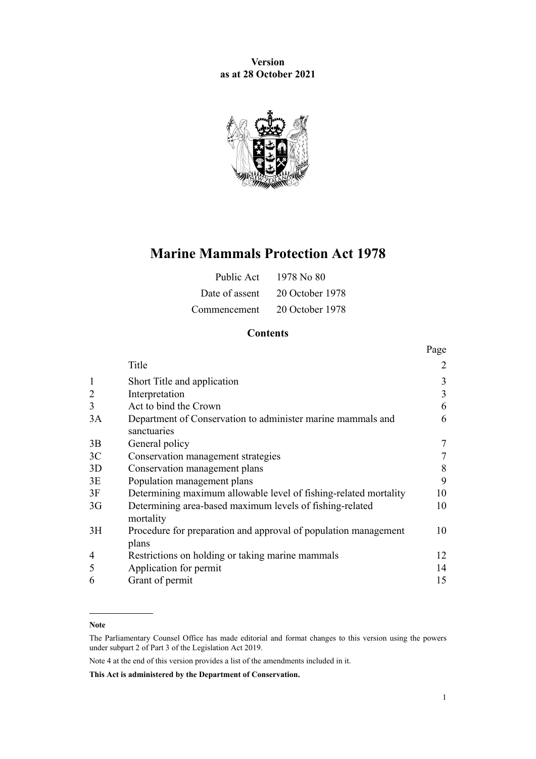**Version**
**as at 28 October 2021**

# Marine Mammals Protection Act 1978

| | |
|---|---|
| Public Act | 1978 No 80 |
| Date of assent | 20 October 1978 |
| Commencement | 20 October 1978 |

## Contents

| | | Page |
|---|---|---|
| | Title | 2 |
| 1 | Short Title and application | 3 |
| 2 | Interpretation | 3 |
| 3 | Act to bind the Crown | 6 |
| 3A | Department of Conservation to administer marine mammals and sanctuaries | 6 |
| 3B | General policy | 7 |
| 3C | Conservation management strategies | 7 |
| 3D | Conservation management plans | 8 |
| 3E | Population management plans | 9 |
| 3F | Determining maximum allowable level of fishing-related mortality | 10 |
| 3G | Determining area-based maximum levels of fishing-related mortality | 10 |
| 3H | Procedure for preparation and approval of population management plans | 10 |
| 4 | Restrictions on holding or taking marine mammals | 12 |
| 5 | Application for permit | 14 |
| 6 | Grant of permit | 15 |

---

**Note**

The Parliamentary Counsel Office has made editorial and format changes to this version using the powers under subpart 2 of Part 3 of the Legislation Act 2019.

Note 4 at the end of this version provides a list of the amendments included in it.

**This Act is administered by the Department of Conservation.**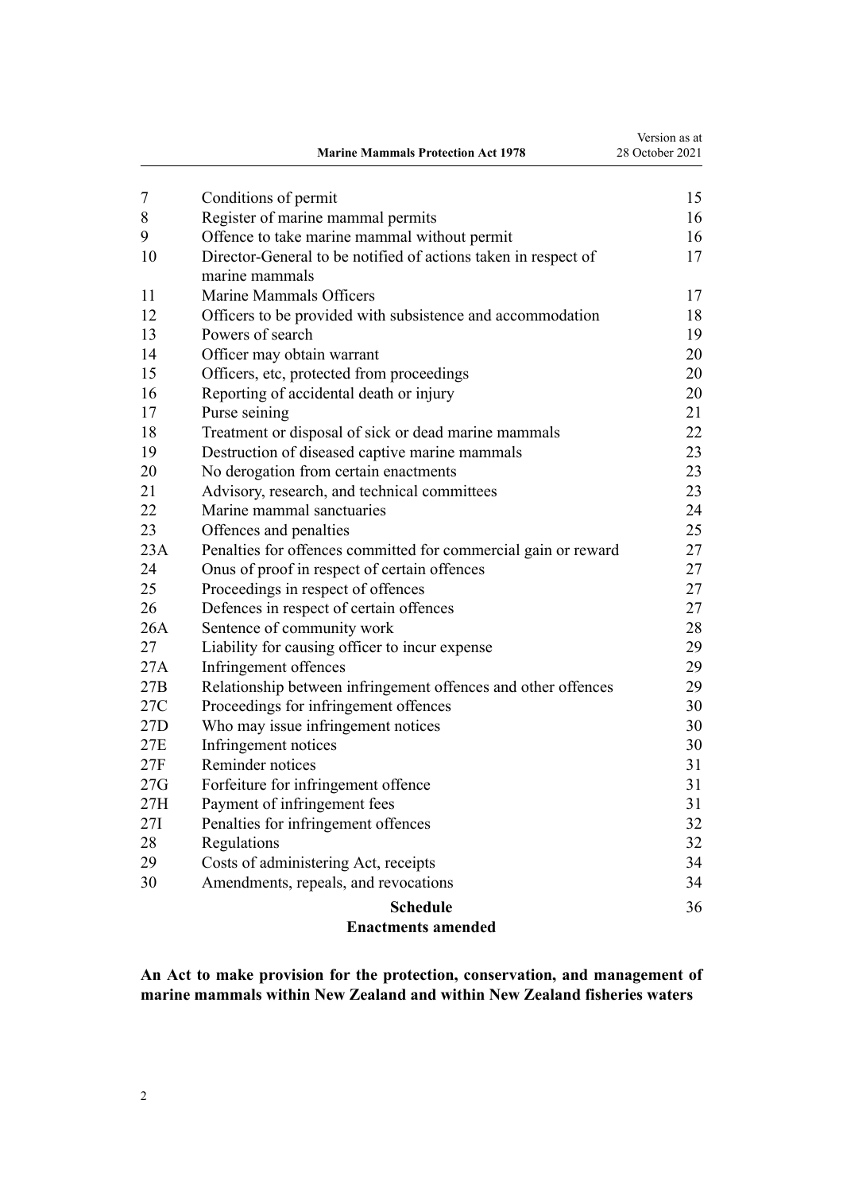| | | |
|---|---|---|
| 7 | Conditions of permit | 15 |
| 8 | Register of marine mammal permits | 16 |
| 9 | Offence to take marine mammal without permit | 16 |
| 10 | Director-General to be notified of actions taken in respect of marine mammals | 17 |
| 11 | Marine Mammals Officers | 17 |
| 12 | Officers to be provided with subsistence and accommodation | 18 |
| 13 | Powers of search | 19 |
| 14 | Officer may obtain warrant | 20 |
| 15 | Officers, etc, protected from proceedings | 20 |
| 16 | Reporting of accidental death or injury | 20 |
| 17 | Purse seining | 21 |
| 18 | Treatment or disposal of sick or dead marine mammals | 22 |
| 19 | Destruction of diseased captive marine mammals | 23 |
| 20 | No derogation from certain enactments | 23 |
| 21 | Advisory, research, and technical committees | 23 |
| 22 | Marine mammal sanctuaries | 24 |
| 23 | Offences and penalties | 25 |
| 23A | Penalties for offences committed for commercial gain or reward | 27 |
| 24 | Onus of proof in respect of certain offences | 27 |
| 25 | Proceedings in respect of offences | 27 |
| 26 | Defences in respect of certain offences | 27 |
| 26A | Sentence of community work | 28 |
| 27 | Liability for causing officer to incur expense | 29 |
| 27A | Infringement offences | 29 |
| 27B | Relationship between infringement offences and other offences | 29 |
| 27C | Proceedings for infringement offences | 30 |
| 27D | Who may issue infringement notices | 30 |
| 27E | Infringement notices | 30 |
| 27F | Reminder notices | 31 |
| 27G | Forfeiture for infringement offence | 31 |
| 27H | Payment of infringement fees | 31 |
| 27I | Penalties for infringement offences | 32 |
| 28 | Regulations | 32 |
| 29 | Costs of administering Act, receipts | 34 |
| 30 | Amendments, repeals, and revocations | 34 |
| | **Schedule** **Enactments amended** | 36 |

**An Act to make provision for the protection, conservation, and management of marine mammals within New Zealand and within New Zealand fisheries waters**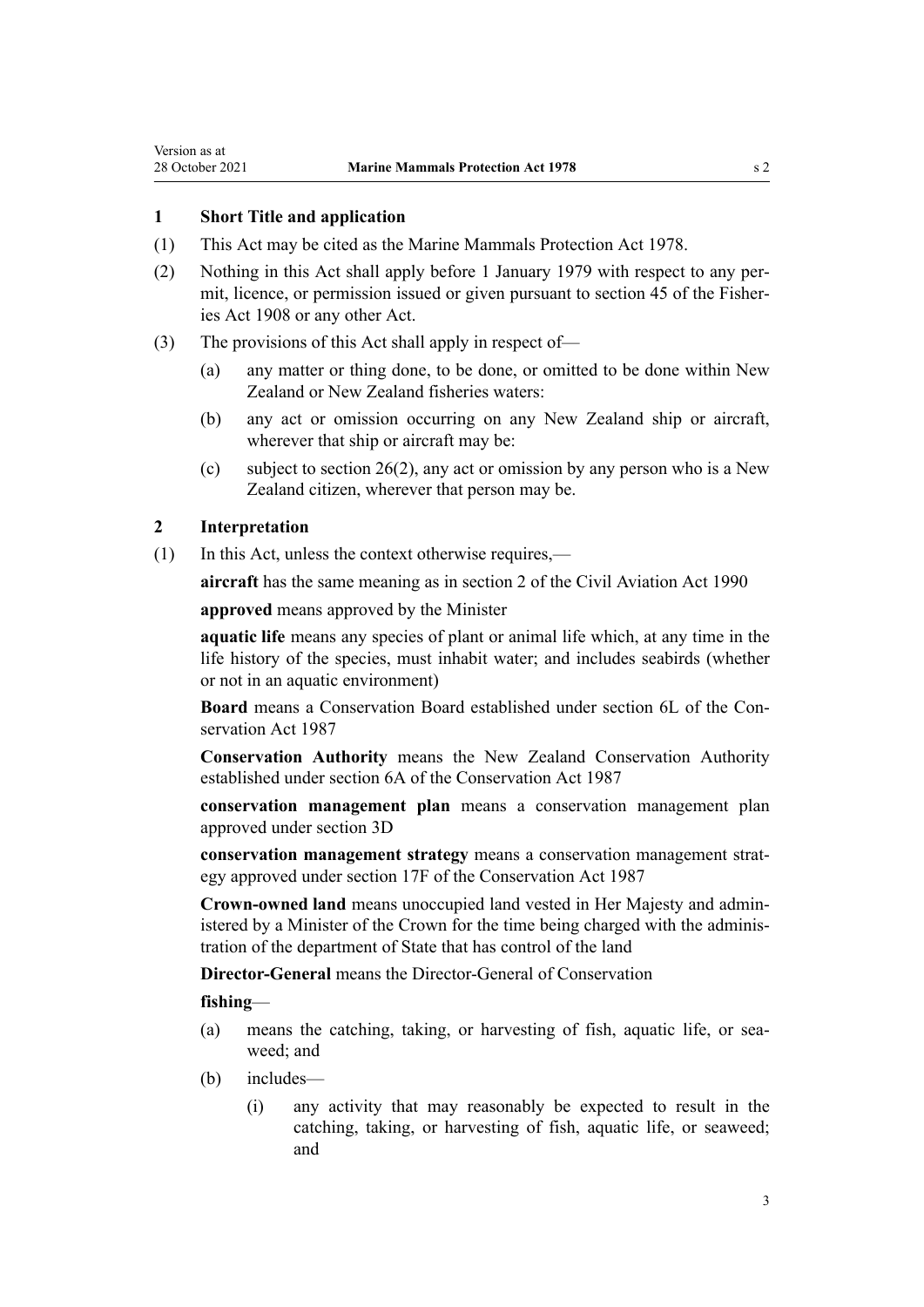## 1 Short Title and application

(1) This Act may be cited as the Marine Mammals Protection Act 1978.

(2) Nothing in this Act shall apply before 1 January 1979 with respect to any permit, licence, or permission issued or given pursuant to section 45 of the Fisheries Act 1908 or any other Act.

(3) The provisions of this Act shall apply in respect of—

- (a) any matter or thing done, to be done, or omitted to be done within New Zealand or New Zealand fisheries waters:
- (b) any act or omission occurring on any New Zealand ship or aircraft, wherever that ship or aircraft may be:
- (c) subject to section 26(2), any act or omission by any person who is a New Zealand citizen, wherever that person may be.

## 2 Interpretation

(1) In this Act, unless the context otherwise requires,—

**aircraft** has the same meaning as in section 2 of the Civil Aviation Act 1990

**approved** means approved by the Minister

**aquatic life** means any species of plant or animal life which, at any time in the life history of the species, must inhabit water; and includes seabirds (whether or not in an aquatic environment)

**Board** means a Conservation Board established under section 6L of the Conservation Act 1987

**Conservation Authority** means the New Zealand Conservation Authority established under section 6A of the Conservation Act 1987

**conservation management plan** means a conservation management plan approved under section 3D

**conservation management strategy** means a conservation management strategy approved under section 17F of the Conservation Act 1987

**Crown-owned land** means unoccupied land vested in Her Majesty and administered by a Minister of the Crown for the time being charged with the administration of the department of State that has control of the land

**Director-General** means the Director-General of Conservation

**fishing**—

- (a) means the catching, taking, or harvesting of fish, aquatic life, or seaweed; and
- (b) includes—
  - (i) any activity that may reasonably be expected to result in the catching, taking, or harvesting of fish, aquatic life, or seaweed; and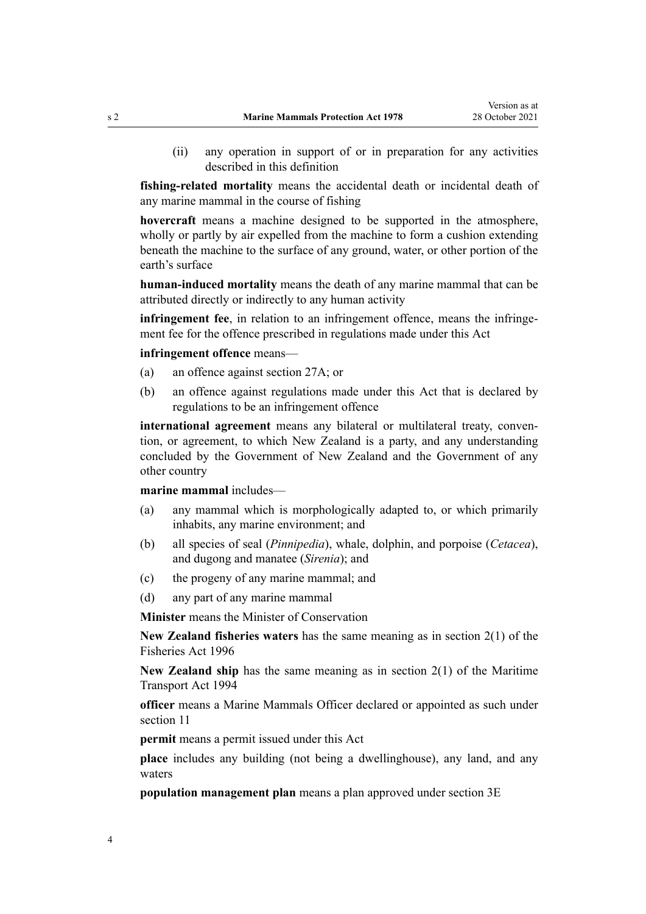(ii) any operation in support of or in preparation for any activities described in this definition

**fishing-related mortality** means the accidental death or incidental death of any marine mammal in the course of fishing

**hovercraft** means a machine designed to be supported in the atmosphere, wholly or partly by air expelled from the machine to form a cushion extending beneath the machine to the surface of any ground, water, or other portion of the earth's surface

**human-induced mortality** means the death of any marine mammal that can be attributed directly or indirectly to any human activity

**infringement fee**, in relation to an infringement offence, means the infringement fee for the offence prescribed in regulations made under this Act

**infringement offence** means—

(a) an offence against section 27A; or

(b) an offence against regulations made under this Act that is declared by regulations to be an infringement offence

**international agreement** means any bilateral or multilateral treaty, convention, or agreement, to which New Zealand is a party, and any understanding concluded by the Government of New Zealand and the Government of any other country

**marine mammal** includes—

(a) any mammal which is morphologically adapted to, or which primarily inhabits, any marine environment; and

(b) all species of seal (*Pinnipedia*), whale, dolphin, and porpoise (*Cetacea*), and dugong and manatee (*Sirenia*); and

(c) the progeny of any marine mammal; and

(d) any part of any marine mammal

**Minister** means the Minister of Conservation

**New Zealand fisheries waters** has the same meaning as in section 2(1) of the Fisheries Act 1996

**New Zealand ship** has the same meaning as in section 2(1) of the Maritime Transport Act 1994

**officer** means a Marine Mammals Officer declared or appointed as such under section 11

**permit** means a permit issued under this Act

**place** includes any building (not being a dwellinghouse), any land, and any waters

**population management plan** means a plan approved under section 3E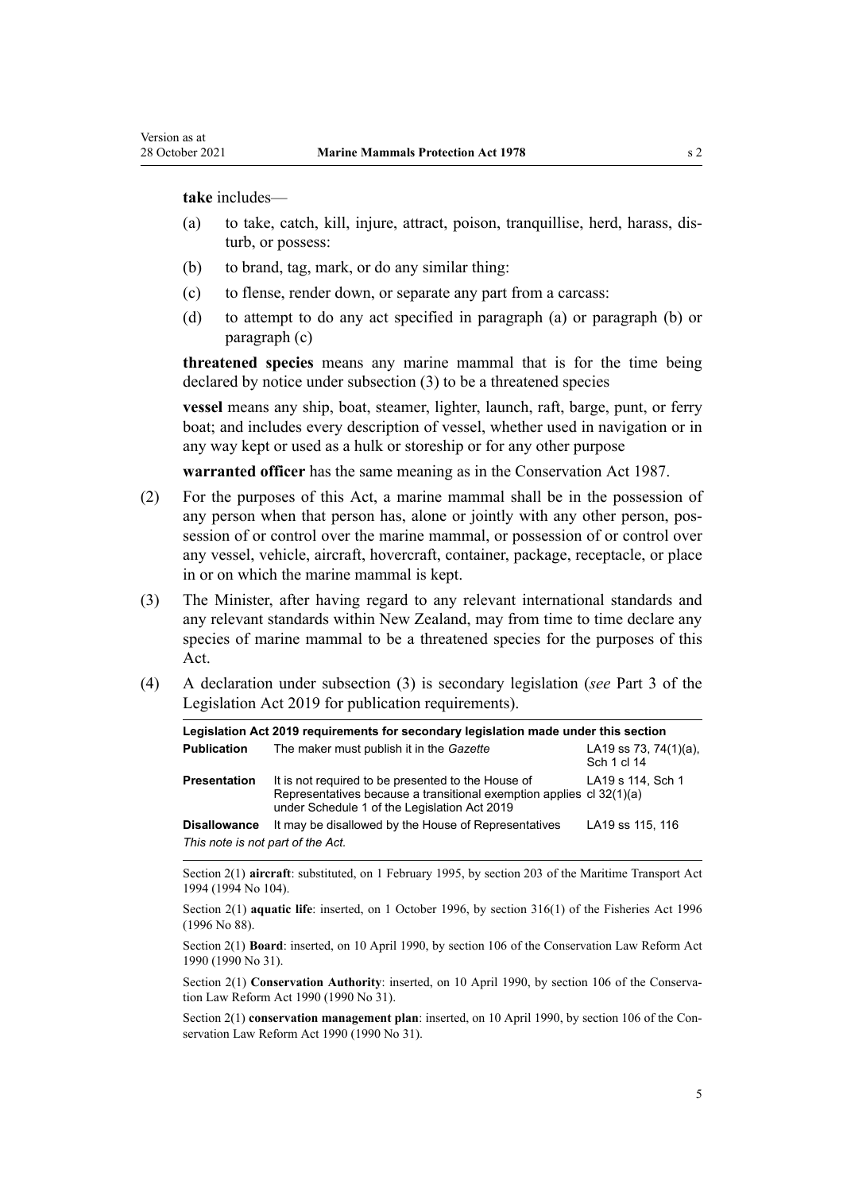**take** includes—

- (a) to take, catch, kill, injure, attract, poison, tranquillise, herd, harass, disturb, or possess:
- (b) to brand, tag, mark, or do any similar thing:
- (c) to flense, render down, or separate any part from a carcass:
- (d) to attempt to do any act specified in paragraph (a) or paragraph (b) or paragraph (c)

**threatened species** means any marine mammal that is for the time being declared by notice under subsection (3) to be a threatened species

**vessel** means any ship, boat, steamer, lighter, launch, raft, barge, punt, or ferry boat; and includes every description of vessel, whether used in navigation or in any way kept or used as a hulk or storeship or for any other purpose

**warranted officer** has the same meaning as in the Conservation Act 1987.

(2) For the purposes of this Act, a marine mammal shall be in the possession of any person when that person has, alone or jointly with any other person, possession of or control over the marine mammal, or possession of or control over any vessel, vehicle, aircraft, hovercraft, container, package, receptacle, or place in or on which the marine mammal is kept.

(3) The Minister, after having regard to any relevant international standards and any relevant standards within New Zealand, may from time to time declare any species of marine mammal to be a threatened species for the purposes of this Act.

(4) A declaration under subsection (3) is secondary legislation (*see* Part 3 of the Legislation Act 2019 for publication requirements).

| Legislation Act 2019 requirements for secondary legislation made under this section | | |
|---|---|---|
| **Publication** | The maker must publish it in the *Gazette* | LA19 ss 73, 74(1)(a), Sch 1 cl 14 |
| **Presentation** | It is not required to be presented to the House of Representatives because a transitional exemption applies under Schedule 1 of the Legislation Act 2019 | LA19 s 114, Sch 1 cl 32(1)(a) |
| **Disallowance** | It may be disallowed by the House of Representatives | LA19 ss 115, 116 |

*This note is not part of the Act.*

Section 2(1) **aircraft**: substituted, on 1 February 1995, by section 203 of the Maritime Transport Act 1994 (1994 No 104).

Section 2(1) **aquatic life**: inserted, on 1 October 1996, by section 316(1) of the Fisheries Act 1996 (1996 No 88).

Section 2(1) **Board**: inserted, on 10 April 1990, by section 106 of the Conservation Law Reform Act 1990 (1990 No 31).

Section 2(1) **Conservation Authority**: inserted, on 10 April 1990, by section 106 of the Conservation Law Reform Act 1990 (1990 No 31).

Section 2(1) **conservation management plan**: inserted, on 10 April 1990, by section 106 of the Conservation Law Reform Act 1990 (1990 No 31).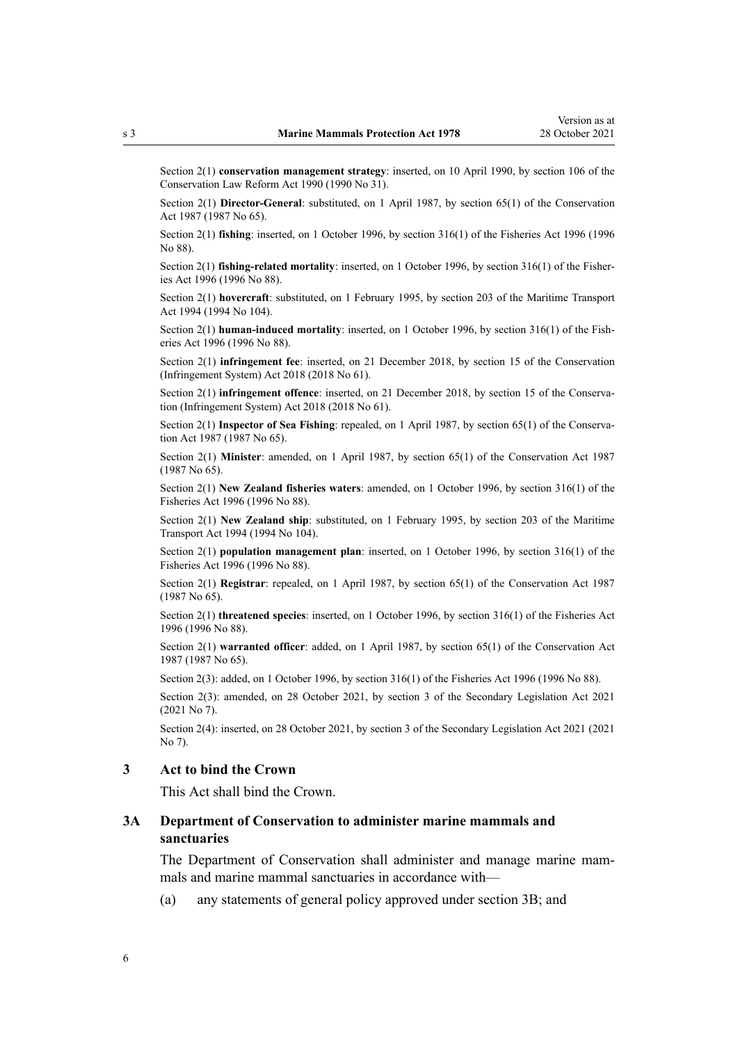Section 2(1) **conservation management strategy**: inserted, on 10 April 1990, by section 106 of the Conservation Law Reform Act 1990 (1990 No 31).

Section 2(1) **Director-General**: substituted, on 1 April 1987, by section 65(1) of the Conservation Act 1987 (1987 No 65).

Section 2(1) **fishing**: inserted, on 1 October 1996, by section 316(1) of the Fisheries Act 1996 (1996 No 88).

Section 2(1) **fishing-related mortality**: inserted, on 1 October 1996, by section 316(1) of the Fisheries Act 1996 (1996 No 88).

Section 2(1) **hovercraft**: substituted, on 1 February 1995, by section 203 of the Maritime Transport Act 1994 (1994 No 104).

Section 2(1) **human-induced mortality**: inserted, on 1 October 1996, by section 316(1) of the Fisheries Act 1996 (1996 No 88).

Section 2(1) **infringement fee**: inserted, on 21 December 2018, by section 15 of the Conservation (Infringement System) Act 2018 (2018 No 61).

Section 2(1) **infringement offence**: inserted, on 21 December 2018, by section 15 of the Conservation (Infringement System) Act 2018 (2018 No 61).

Section 2(1) **Inspector of Sea Fishing**: repealed, on 1 April 1987, by section 65(1) of the Conservation Act 1987 (1987 No 65).

Section 2(1) **Minister**: amended, on 1 April 1987, by section 65(1) of the Conservation Act 1987 (1987 No 65).

Section 2(1) **New Zealand fisheries waters**: amended, on 1 October 1996, by section 316(1) of the Fisheries Act 1996 (1996 No 88).

Section 2(1) **New Zealand ship**: substituted, on 1 February 1995, by section 203 of the Maritime Transport Act 1994 (1994 No 104).

Section 2(1) **population management plan**: inserted, on 1 October 1996, by section 316(1) of the Fisheries Act 1996 (1996 No 88).

Section 2(1) **Registrar**: repealed, on 1 April 1987, by section 65(1) of the Conservation Act 1987 (1987 No 65).

Section 2(1) **threatened species**: inserted, on 1 October 1996, by section 316(1) of the Fisheries Act 1996 (1996 No 88).

Section 2(1) **warranted officer**: added, on 1 April 1987, by section 65(1) of the Conservation Act 1987 (1987 No 65).

Section 2(3): added, on 1 October 1996, by section 316(1) of the Fisheries Act 1996 (1996 No 88).

Section 2(3): amended, on 28 October 2021, by section 3 of the Secondary Legislation Act 2021 (2021 No 7).

Section 2(4): inserted, on 28 October 2021, by section 3 of the Secondary Legislation Act 2021 (2021 No 7).

### 3 Act to bind the Crown

This Act shall bind the Crown.

### 3A Department of Conservation to administer marine mammals and sanctuaries

The Department of Conservation shall administer and manage marine mammals and marine mammal sanctuaries in accordance with—

(a) any statements of general policy approved under section 3B; and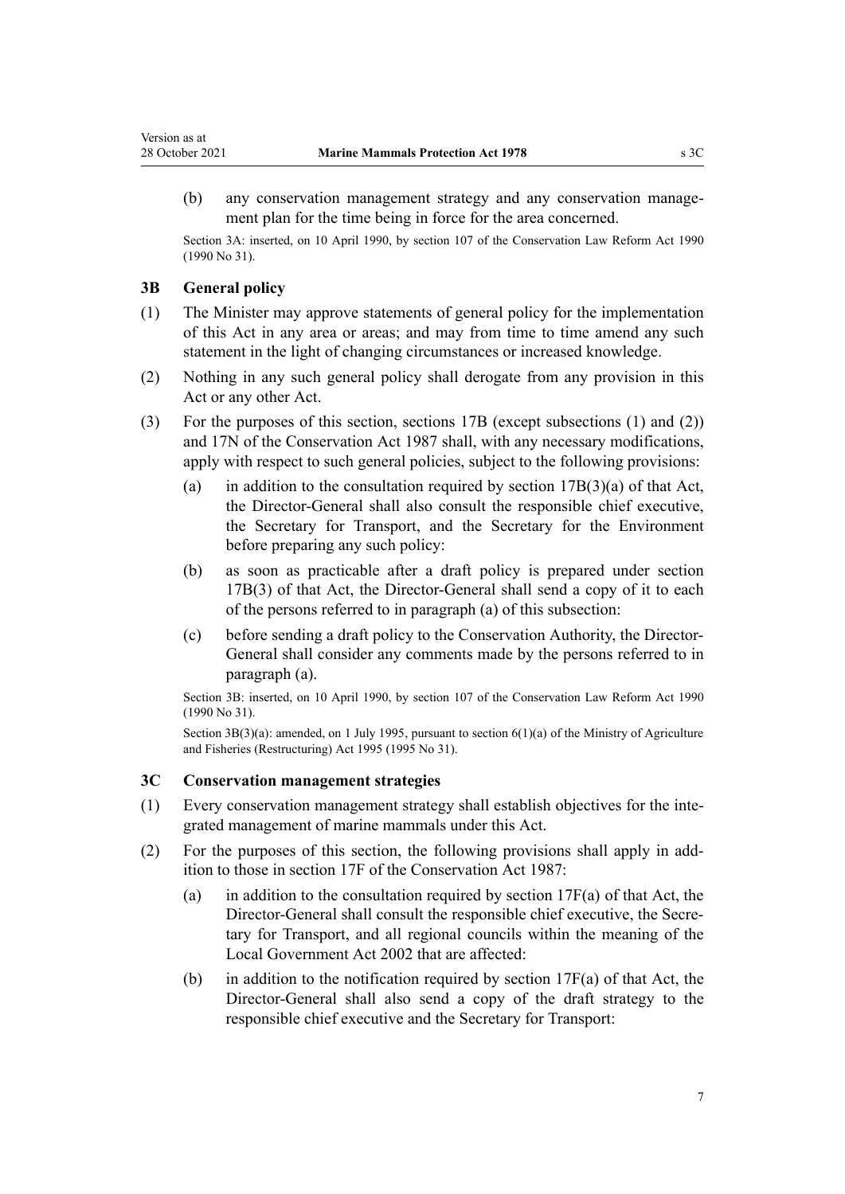(b) any conservation management strategy and any conservation management plan for the time being in force for the area concerned.

Section 3A: inserted, on 10 April 1990, by section 107 of the Conservation Law Reform Act 1990 (1990 No 31).

### 3B General policy

(1) The Minister may approve statements of general policy for the implementation of this Act in any area or areas; and may from time to time amend any such statement in the light of changing circumstances or increased knowledge.

(2) Nothing in any such general policy shall derogate from any provision in this Act or any other Act.

(3) For the purposes of this section, sections 17B (except subsections (1) and (2)) and 17N of the Conservation Act 1987 shall, with any necessary modifications, apply with respect to such general policies, subject to the following provisions:

- (a) in addition to the consultation required by section 17B(3)(a) of that Act, the Director-General shall also consult the responsible chief executive, the Secretary for Transport, and the Secretary for the Environment before preparing any such policy:
- (b) as soon as practicable after a draft policy is prepared under section 17B(3) of that Act, the Director-General shall send a copy of it to each of the persons referred to in paragraph (a) of this subsection:
- (c) before sending a draft policy to the Conservation Authority, the Director-General shall consider any comments made by the persons referred to in paragraph (a).

Section 3B: inserted, on 10 April 1990, by section 107 of the Conservation Law Reform Act 1990 (1990 No 31).

Section 3B(3)(a): amended, on 1 July 1995, pursuant to section 6(1)(a) of the Ministry of Agriculture and Fisheries (Restructuring) Act 1995 (1995 No 31).

### 3C Conservation management strategies

(1) Every conservation management strategy shall establish objectives for the integrated management of marine mammals under this Act.

(2) For the purposes of this section, the following provisions shall apply in addition to those in section 17F of the Conservation Act 1987:

- (a) in addition to the consultation required by section 17F(a) of that Act, the Director-General shall consult the responsible chief executive, the Secretary for Transport, and all regional councils within the meaning of the Local Government Act 2002 that are affected:
- (b) in addition to the notification required by section 17F(a) of that Act, the Director-General shall also send a copy of the draft strategy to the responsible chief executive and the Secretary for Transport: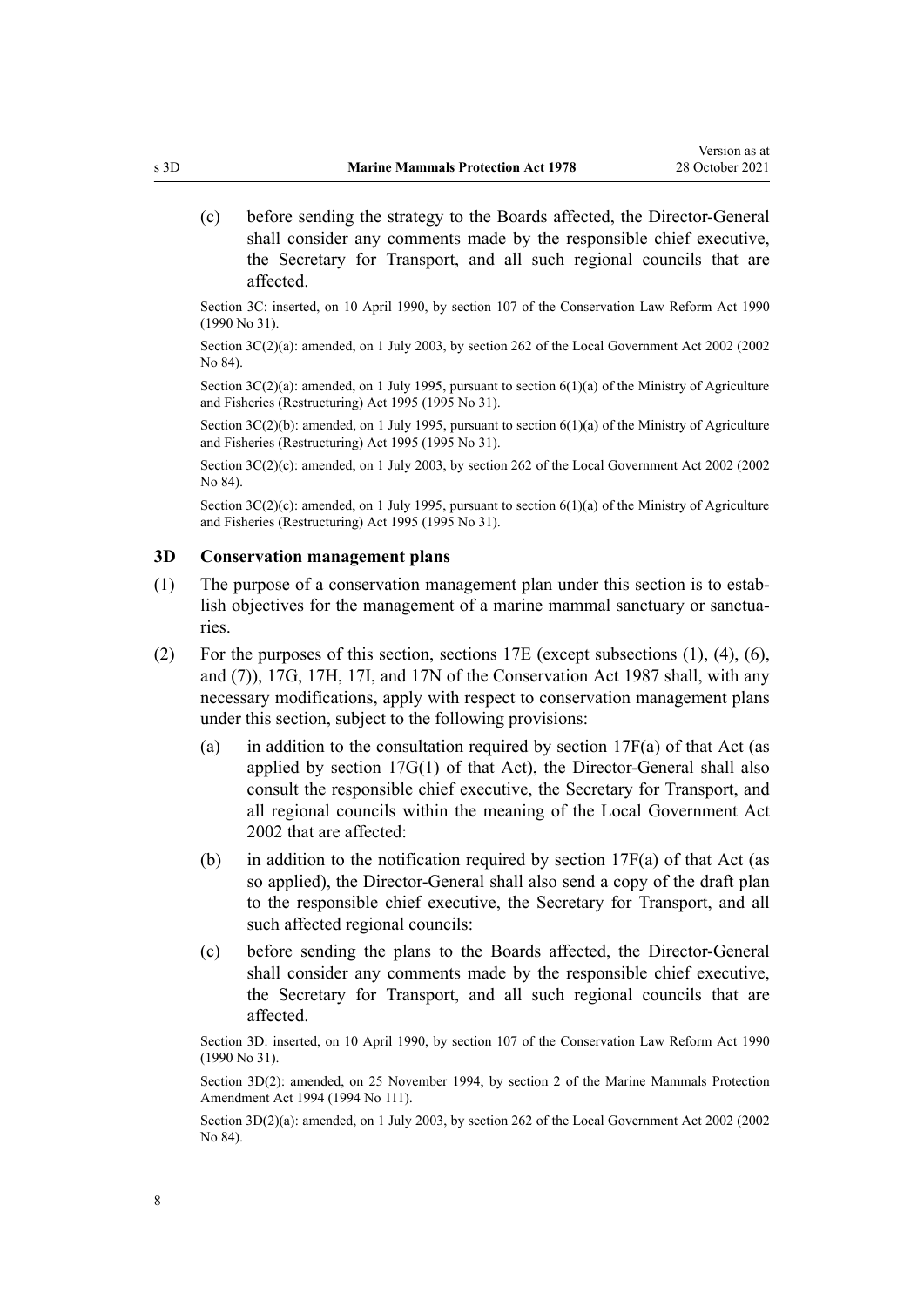(c) before sending the strategy to the Boards affected, the Director-General shall consider any comments made by the responsible chief executive, the Secretary for Transport, and all such regional councils that are affected.

Section 3C: inserted, on 10 April 1990, by section 107 of the Conservation Law Reform Act 1990 (1990 No 31).

Section 3C(2)(a): amended, on 1 July 2003, by section 262 of the Local Government Act 2002 (2002 No 84).

Section 3C(2)(a): amended, on 1 July 1995, pursuant to section 6(1)(a) of the Ministry of Agriculture and Fisheries (Restructuring) Act 1995 (1995 No 31).

Section 3C(2)(b): amended, on 1 July 1995, pursuant to section 6(1)(a) of the Ministry of Agriculture and Fisheries (Restructuring) Act 1995 (1995 No 31).

Section 3C(2)(c): amended, on 1 July 2003, by section 262 of the Local Government Act 2002 (2002 No 84).

Section 3C(2)(c): amended, on 1 July 1995, pursuant to section 6(1)(a) of the Ministry of Agriculture and Fisheries (Restructuring) Act 1995 (1995 No 31).

### 3D Conservation management plans

(1) The purpose of a conservation management plan under this section is to establish objectives for the management of a marine mammal sanctuary or sanctuaries.

(2) For the purposes of this section, sections 17E (except subsections (1), (4), (6), and (7)), 17G, 17H, 17I, and 17N of the Conservation Act 1987 shall, with any necessary modifications, apply with respect to conservation management plans under this section, subject to the following provisions:

(a) in addition to the consultation required by section 17F(a) of that Act (as applied by section 17G(1) of that Act), the Director-General shall also consult the responsible chief executive, the Secretary for Transport, and all regional councils within the meaning of the Local Government Act 2002 that are affected:

(b) in addition to the notification required by section 17F(a) of that Act (as so applied), the Director-General shall also send a copy of the draft plan to the responsible chief executive, the Secretary for Transport, and all such affected regional councils:

(c) before sending the plans to the Boards affected, the Director-General shall consider any comments made by the responsible chief executive, the Secretary for Transport, and all such regional councils that are affected.

Section 3D: inserted, on 10 April 1990, by section 107 of the Conservation Law Reform Act 1990 (1990 No 31).

Section 3D(2): amended, on 25 November 1994, by section 2 of the Marine Mammals Protection Amendment Act 1994 (1994 No 111).

Section 3D(2)(a): amended, on 1 July 2003, by section 262 of the Local Government Act 2002 (2002 No 84).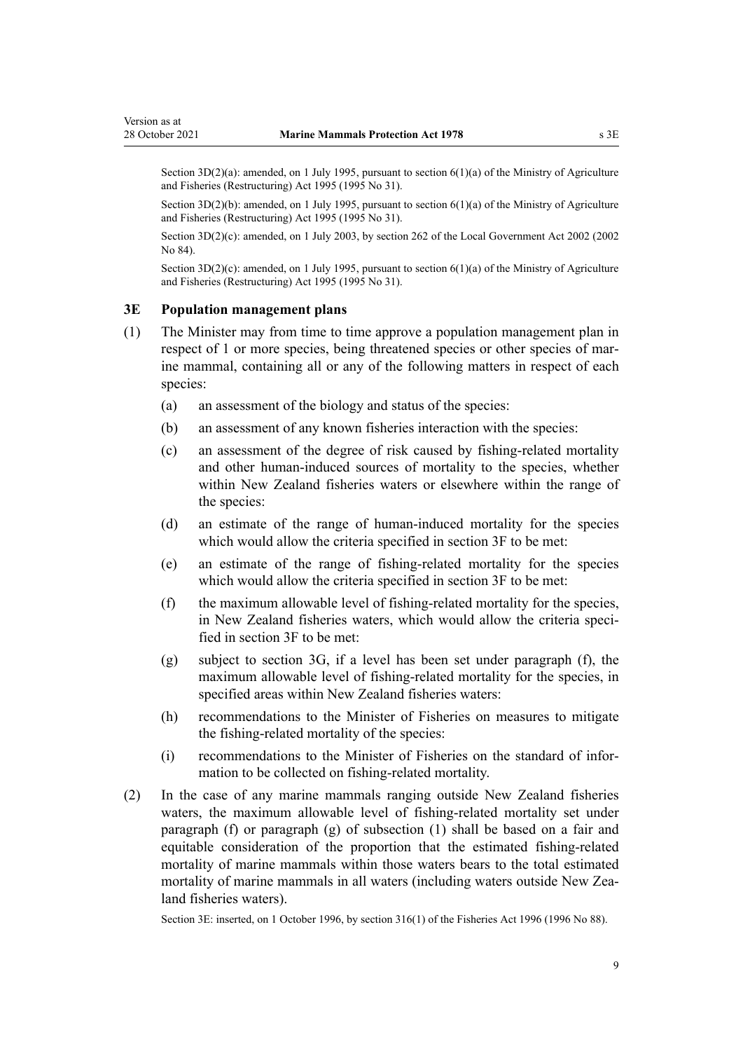Section 3D(2)(a): amended, on 1 July 1995, pursuant to section 6(1)(a) of the Ministry of Agriculture and Fisheries (Restructuring) Act 1995 (1995 No 31).

Section 3D(2)(b): amended, on 1 July 1995, pursuant to section 6(1)(a) of the Ministry of Agriculture and Fisheries (Restructuring) Act 1995 (1995 No 31).

Section 3D(2)(c): amended, on 1 July 2003, by section 262 of the Local Government Act 2002 (2002 No 84).

Section 3D(2)(c): amended, on 1 July 1995, pursuant to section 6(1)(a) of the Ministry of Agriculture and Fisheries (Restructuring) Act 1995 (1995 No 31).

## 3E Population management plans

(1) The Minister may from time to time approve a population management plan in respect of 1 or more species, being threatened species or other species of marine mammal, containing all or any of the following matters in respect of each species:

  (a) an assessment of the biology and status of the species:

  (b) an assessment of any known fisheries interaction with the species:

  (c) an assessment of the degree of risk caused by fishing-related mortality and other human-induced sources of mortality to the species, whether within New Zealand fisheries waters or elsewhere within the range of the species:

  (d) an estimate of the range of human-induced mortality for the species which would allow the criteria specified in section 3F to be met:

  (e) an estimate of the range of fishing-related mortality for the species which would allow the criteria specified in section 3F to be met:

  (f) the maximum allowable level of fishing-related mortality for the species, in New Zealand fisheries waters, which would allow the criteria specified in section 3F to be met:

  (g) subject to section 3G, if a level has been set under paragraph (f), the maximum allowable level of fishing-related mortality for the species, in specified areas within New Zealand fisheries waters:

  (h) recommendations to the Minister of Fisheries on measures to mitigate the fishing-related mortality of the species:

  (i) recommendations to the Minister of Fisheries on the standard of information to be collected on fishing-related mortality.

(2) In the case of any marine mammals ranging outside New Zealand fisheries waters, the maximum allowable level of fishing-related mortality set under paragraph (f) or paragraph (g) of subsection (1) shall be based on a fair and equitable consideration of the proportion that the estimated fishing-related mortality of marine mammals within those waters bears to the total estimated mortality of marine mammals in all waters (including waters outside New Zealand fisheries waters).

Section 3E: inserted, on 1 October 1996, by section 316(1) of the Fisheries Act 1996 (1996 No 88).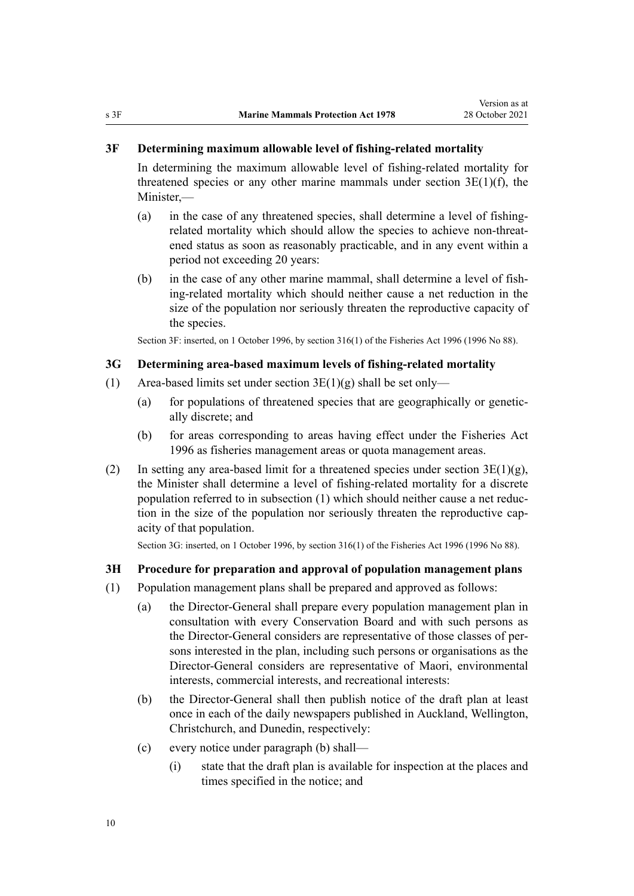### 3F Determining maximum allowable level of fishing-related mortality

In determining the maximum allowable level of fishing-related mortality for threatened species or any other marine mammals under section 3E(1)(f), the Minister,—

- (a) in the case of any threatened species, shall determine a level of fishing-related mortality which should allow the species to achieve non-threatened status as soon as reasonably practicable, and in any event within a period not exceeding 20 years:
- (b) in the case of any other marine mammal, shall determine a level of fishing-related mortality which should neither cause a net reduction in the size of the population nor seriously threaten the reproductive capacity of the species.

Section 3F: inserted, on 1 October 1996, by section 316(1) of the Fisheries Act 1996 (1996 No 88).

### 3G Determining area-based maximum levels of fishing-related mortality

(1) Area-based limits set under section 3E(1)(g) shall be set only—

- (a) for populations of threatened species that are geographically or genetically discrete; and
- (b) for areas corresponding to areas having effect under the Fisheries Act 1996 as fisheries management areas or quota management areas.

(2) In setting any area-based limit for a threatened species under section 3E(1)(g), the Minister shall determine a level of fishing-related mortality for a discrete population referred to in subsection (1) which should neither cause a net reduction in the size of the population nor seriously threaten the reproductive capacity of that population.

Section 3G: inserted, on 1 October 1996, by section 316(1) of the Fisheries Act 1996 (1996 No 88).

### 3H Procedure for preparation and approval of population management plans

(1) Population management plans shall be prepared and approved as follows:

- (a) the Director-General shall prepare every population management plan in consultation with every Conservation Board and with such persons as the Director-General considers are representative of those classes of persons interested in the plan, including such persons or organisations as the Director-General considers are representative of Maori, environmental interests, commercial interests, and recreational interests:
- (b) the Director-General shall then publish notice of the draft plan at least once in each of the daily newspapers published in Auckland, Wellington, Christchurch, and Dunedin, respectively:
- (c) every notice under paragraph (b) shall—
  - (i) state that the draft plan is available for inspection at the places and times specified in the notice; and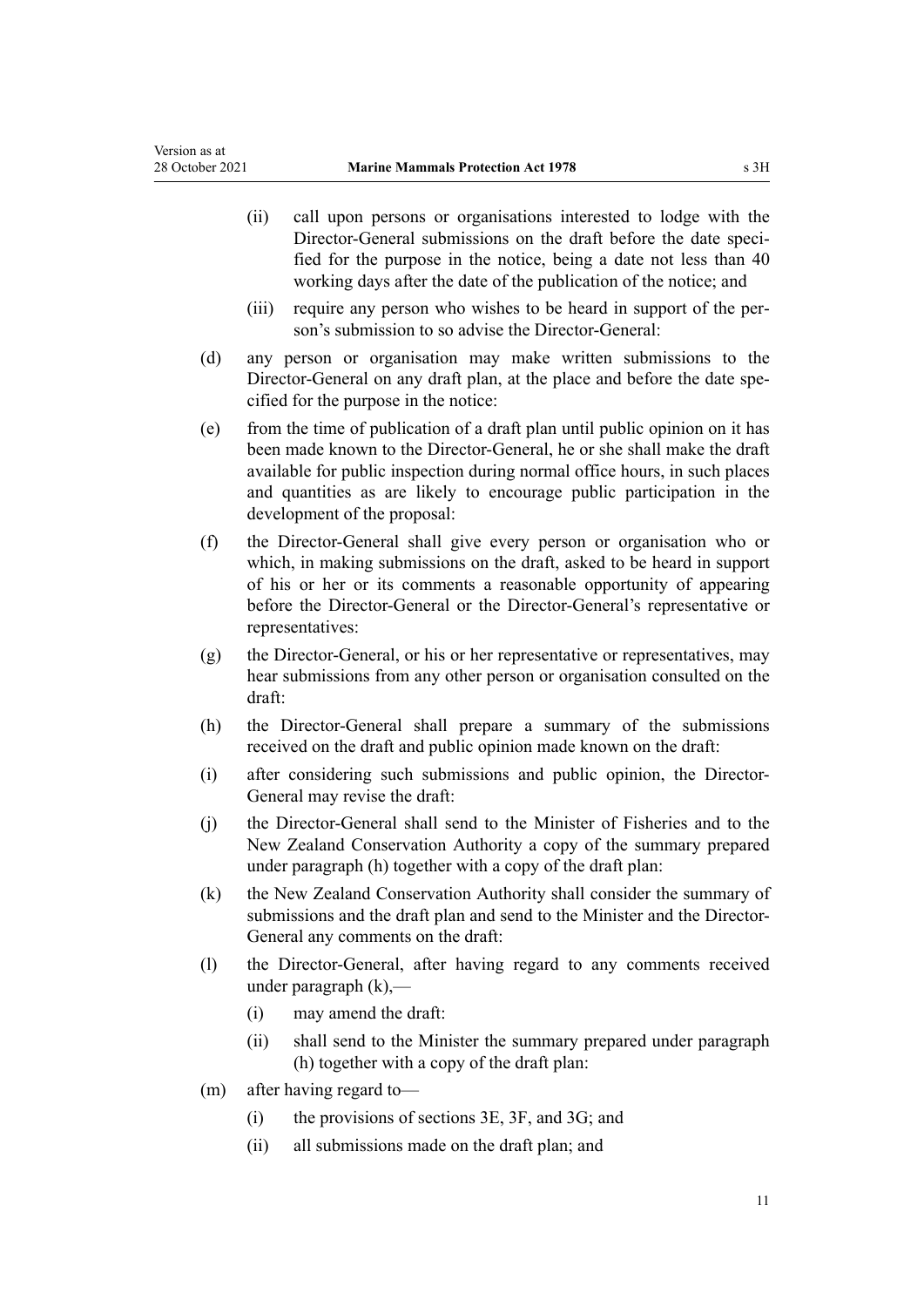(ii) call upon persons or organisations interested to lodge with the Director-General submissions on the draft before the date specified for the purpose in the notice, being a date not less than 40 working days after the date of the publication of the notice; and

(iii) require any person who wishes to be heard in support of the person's submission to so advise the Director-General:

(d) any person or organisation may make written submissions to the Director-General on any draft plan, at the place and before the date specified for the purpose in the notice:

(e) from the time of publication of a draft plan until public opinion on it has been made known to the Director-General, he or she shall make the draft available for public inspection during normal office hours, in such places and quantities as are likely to encourage public participation in the development of the proposal:

(f) the Director-General shall give every person or organisation who or which, in making submissions on the draft, asked to be heard in support of his or her or its comments a reasonable opportunity of appearing before the Director-General or the Director-General's representative or representatives:

(g) the Director-General, or his or her representative or representatives, may hear submissions from any other person or organisation consulted on the draft:

(h) the Director-General shall prepare a summary of the submissions received on the draft and public opinion made known on the draft:

(i) after considering such submissions and public opinion, the Director-General may revise the draft:

(j) the Director-General shall send to the Minister of Fisheries and to the New Zealand Conservation Authority a copy of the summary prepared under paragraph (h) together with a copy of the draft plan:

(k) the New Zealand Conservation Authority shall consider the summary of submissions and the draft plan and send to the Minister and the Director-General any comments on the draft:

(l) the Director-General, after having regard to any comments received under paragraph (k),—

(i) may amend the draft:

(ii) shall send to the Minister the summary prepared under paragraph (h) together with a copy of the draft plan:

(m) after having regard to—

(i) the provisions of sections 3E, 3F, and 3G; and

(ii) all submissions made on the draft plan; and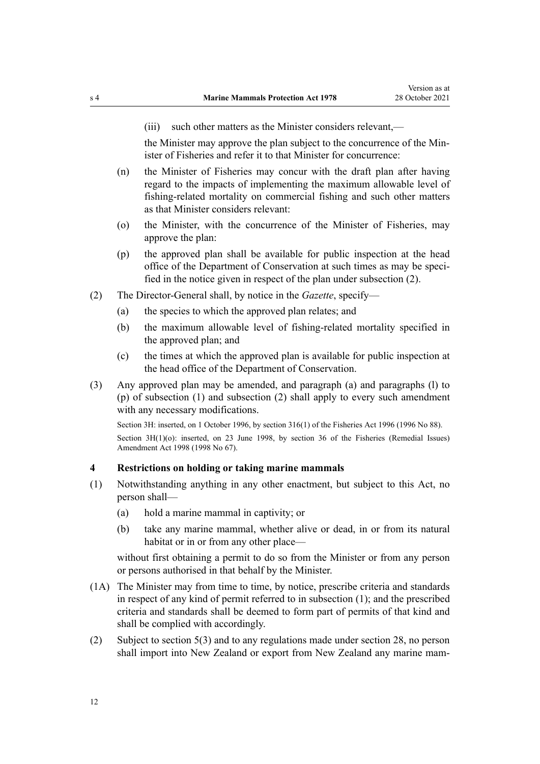(iii) such other matters as the Minister considers relevant,—

the Minister may approve the plan subject to the concurrence of the Minister of Fisheries and refer it to that Minister for concurrence:

(n) the Minister of Fisheries may concur with the draft plan after having regard to the impacts of implementing the maximum allowable level of fishing-related mortality on commercial fishing and such other matters as that Minister considers relevant:

(o) the Minister, with the concurrence of the Minister of Fisheries, may approve the plan:

(p) the approved plan shall be available for public inspection at the head office of the Department of Conservation at such times as may be specified in the notice given in respect of the plan under subsection (2).

(2) The Director-General shall, by notice in the *Gazette*, specify—

(a) the species to which the approved plan relates; and

(b) the maximum allowable level of fishing-related mortality specified in the approved plan; and

(c) the times at which the approved plan is available for public inspection at the head office of the Department of Conservation.

(3) Any approved plan may be amended, and paragraph (a) and paragraphs (l) to (p) of subsection (1) and subsection (2) shall apply to every such amendment with any necessary modifications.

Section 3H: inserted, on 1 October 1996, by section 316(1) of the Fisheries Act 1996 (1996 No 88).

Section 3H(1)(o): inserted, on 23 June 1998, by section 36 of the Fisheries (Remedial Issues) Amendment Act 1998 (1998 No 67).

### 4 Restrictions on holding or taking marine mammals

(1) Notwithstanding anything in any other enactment, but subject to this Act, no person shall—

(a) hold a marine mammal in captivity; or

(b) take any marine mammal, whether alive or dead, in or from its natural habitat or in or from any other place—

without first obtaining a permit to do so from the Minister or from any person or persons authorised in that behalf by the Minister.

(1A) The Minister may from time to time, by notice, prescribe criteria and standards in respect of any kind of permit referred to in subsection (1); and the prescribed criteria and standards shall be deemed to form part of permits of that kind and shall be complied with accordingly.

(2) Subject to section 5(3) and to any regulations made under section 28, no person shall import into New Zealand or export from New Zealand any marine mam-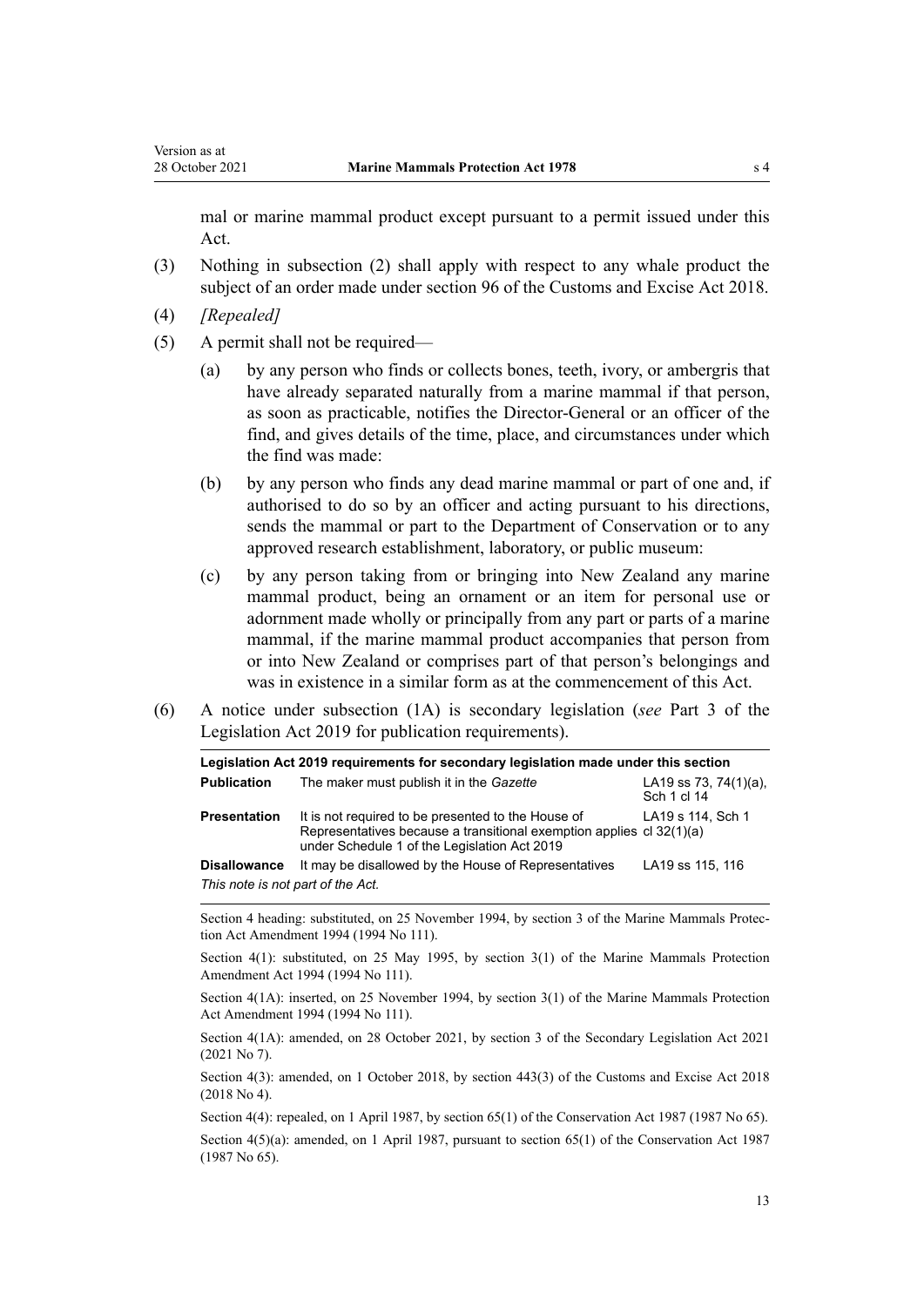mal or marine mammal product except pursuant to a permit issued under this Act.

(3) Nothing in subsection (2) shall apply with respect to any whale product the subject of an order made under section 96 of the Customs and Excise Act 2018.

(4) *[Repealed]*

(5) A permit shall not be required—

(a) by any person who finds or collects bones, teeth, ivory, or ambergris that have already separated naturally from a marine mammal if that person, as soon as practicable, notifies the Director-General or an officer of the find, and gives details of the time, place, and circumstances under which the find was made:

(b) by any person who finds any dead marine mammal or part of one and, if authorised to do so by an officer and acting pursuant to his directions, sends the mammal or part to the Department of Conservation or to any approved research establishment, laboratory, or public museum:

(c) by any person taking from or bringing into New Zealand any marine mammal product, being an ornament or an item for personal use or adornment made wholly or principally from any part or parts of a marine mammal, if the marine mammal product accompanies that person from or into New Zealand or comprises part of that person's belongings and was in existence in a similar form as at the commencement of this Act.

(6) A notice under subsection (1A) is secondary legislation (*see* Part 3 of the Legislation Act 2019 for publication requirements).

| Legislation Act 2019 requirements for secondary legislation made under this section | | |
|---|---|---|
| **Publication** | The maker must publish it in the *Gazette* | LA19 ss 73, 74(1)(a), Sch 1 cl 14 |
| **Presentation** | It is not required to be presented to the House of Representatives because a transitional exemption applies under Schedule 1 of the Legislation Act 2019 | LA19 s 114, Sch 1 cl 32(1)(a) |
| **Disallowance** | It may be disallowed by the House of Representatives | LA19 ss 115, 116 |
| *This note is not part of the Act.* | | |

Section 4 heading: substituted, on 25 November 1994, by section 3 of the Marine Mammals Protection Act Amendment 1994 (1994 No 111).

Section 4(1): substituted, on 25 May 1995, by section 3(1) of the Marine Mammals Protection Amendment Act 1994 (1994 No 111).

Section 4(1A): inserted, on 25 November 1994, by section 3(1) of the Marine Mammals Protection Act Amendment 1994 (1994 No 111).

Section 4(1A): amended, on 28 October 2021, by section 3 of the Secondary Legislation Act 2021 (2021 No 7).

Section 4(3): amended, on 1 October 2018, by section 443(3) of the Customs and Excise Act 2018 (2018 No 4).

Section 4(4): repealed, on 1 April 1987, by section 65(1) of the Conservation Act 1987 (1987 No 65).

Section 4(5)(a): amended, on 1 April 1987, pursuant to section 65(1) of the Conservation Act 1987 (1987 No 65).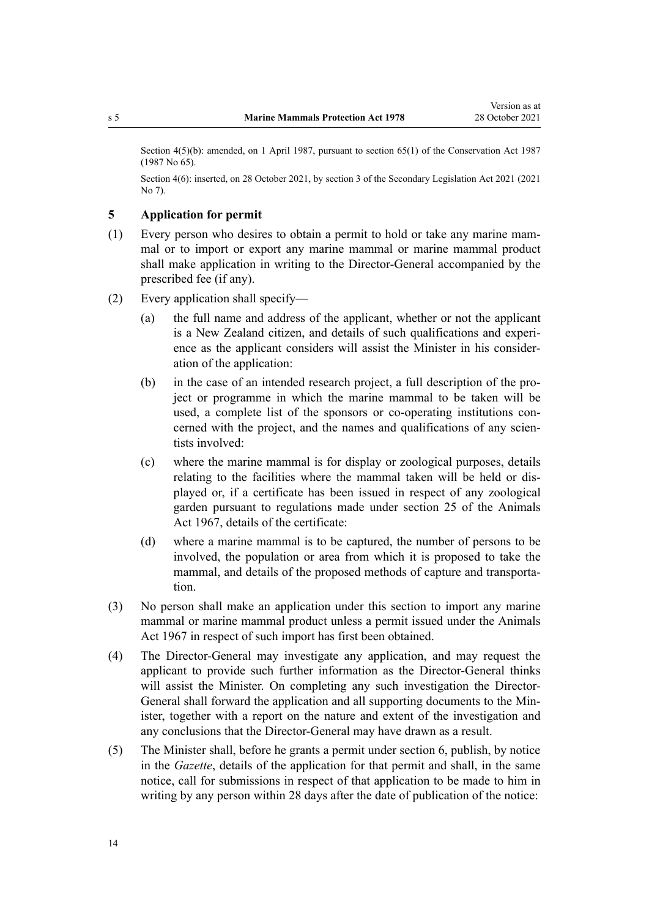Section 4(5)(b): amended, on 1 April 1987, pursuant to section 65(1) of the Conservation Act 1987 (1987 No 65).

Section 4(6): inserted, on 28 October 2021, by section 3 of the Secondary Legislation Act 2021 (2021 No 7).

### 5 Application for permit

(1) Every person who desires to obtain a permit to hold or take any marine mammal or to import or export any marine mammal or marine mammal product shall make application in writing to the Director-General accompanied by the prescribed fee (if any).

(2) Every application shall specify—

- (a) the full name and address of the applicant, whether or not the applicant is a New Zealand citizen, and details of such qualifications and experience as the applicant considers will assist the Minister in his consideration of the application:
- (b) in the case of an intended research project, a full description of the project or programme in which the marine mammal to be taken will be used, a complete list of the sponsors or co-operating institutions concerned with the project, and the names and qualifications of any scientists involved:
- (c) where the marine mammal is for display or zoological purposes, details relating to the facilities where the mammal taken will be held or displayed or, if a certificate has been issued in respect of any zoological garden pursuant to regulations made under section 25 of the Animals Act 1967, details of the certificate:
- (d) where a marine mammal is to be captured, the number of persons to be involved, the population or area from which it is proposed to take the mammal, and details of the proposed methods of capture and transportation.

(3) No person shall make an application under this section to import any marine mammal or marine mammal product unless a permit issued under the Animals Act 1967 in respect of such import has first been obtained.

(4) The Director-General may investigate any application, and may request the applicant to provide such further information as the Director-General thinks will assist the Minister. On completing any such investigation the Director-General shall forward the application and all supporting documents to the Minister, together with a report on the nature and extent of the investigation and any conclusions that the Director-General may have drawn as a result.

(5) The Minister shall, before he grants a permit under section 6, publish, by notice in the *Gazette*, details of the application for that permit and shall, in the same notice, call for submissions in respect of that application to be made to him in writing by any person within 28 days after the date of publication of the notice: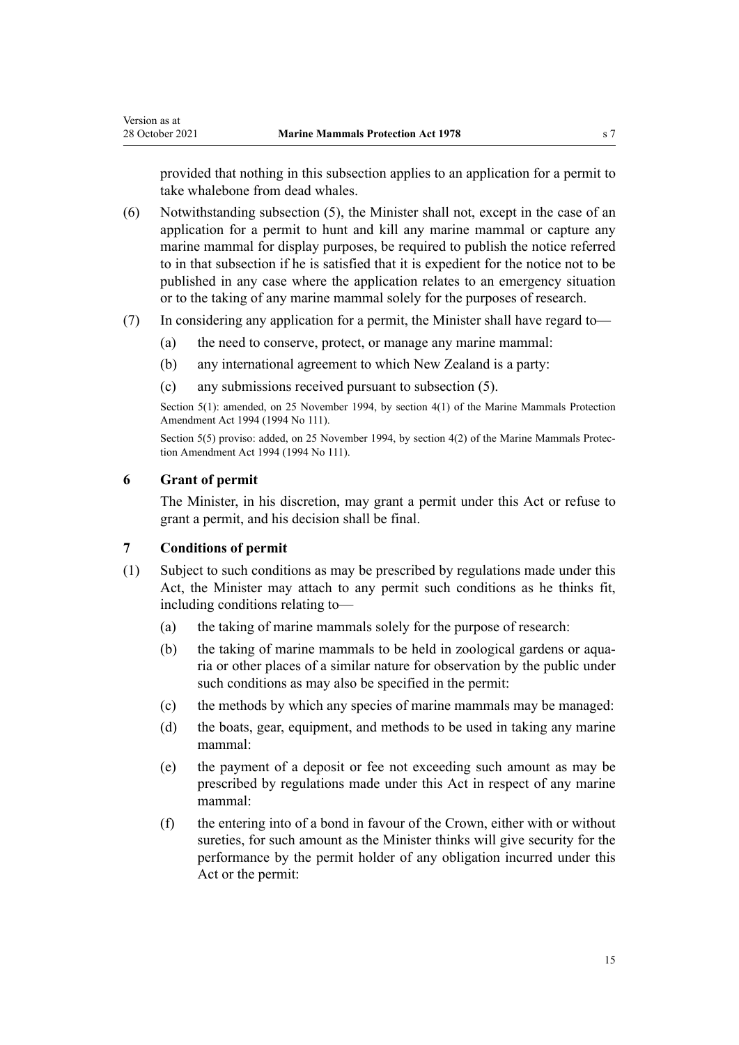provided that nothing in this subsection applies to an application for a permit to take whalebone from dead whales.

(6) Notwithstanding subsection (5), the Minister shall not, except in the case of an application for a permit to hunt and kill any marine mammal or capture any marine mammal for display purposes, be required to publish the notice referred to in that subsection if he is satisfied that it is expedient for the notice not to be published in any case where the application relates to an emergency situation or to the taking of any marine mammal solely for the purposes of research.

(7) In considering any application for a permit, the Minister shall have regard to—

- (a) the need to conserve, protect, or manage any marine mammal:
- (b) any international agreement to which New Zealand is a party:
- (c) any submissions received pursuant to subsection (5).

Section 5(1): amended, on 25 November 1994, by section 4(1) of the Marine Mammals Protection Amendment Act 1994 (1994 No 111).

Section 5(5) proviso: added, on 25 November 1994, by section 4(2) of the Marine Mammals Protection Amendment Act 1994 (1994 No 111).

### 6 Grant of permit

The Minister, in his discretion, may grant a permit under this Act or refuse to grant a permit, and his decision shall be final.

### 7 Conditions of permit

(1) Subject to such conditions as may be prescribed by regulations made under this Act, the Minister may attach to any permit such conditions as he thinks fit, including conditions relating to—

- (a) the taking of marine mammals solely for the purpose of research:
- (b) the taking of marine mammals to be held in zoological gardens or aquaria or other places of a similar nature for observation by the public under such conditions as may also be specified in the permit:
- (c) the methods by which any species of marine mammals may be managed:
- (d) the boats, gear, equipment, and methods to be used in taking any marine mammal:
- (e) the payment of a deposit or fee not exceeding such amount as may be prescribed by regulations made under this Act in respect of any marine mammal:
- (f) the entering into of a bond in favour of the Crown, either with or without sureties, for such amount as the Minister thinks will give security for the performance by the permit holder of any obligation incurred under this Act or the permit: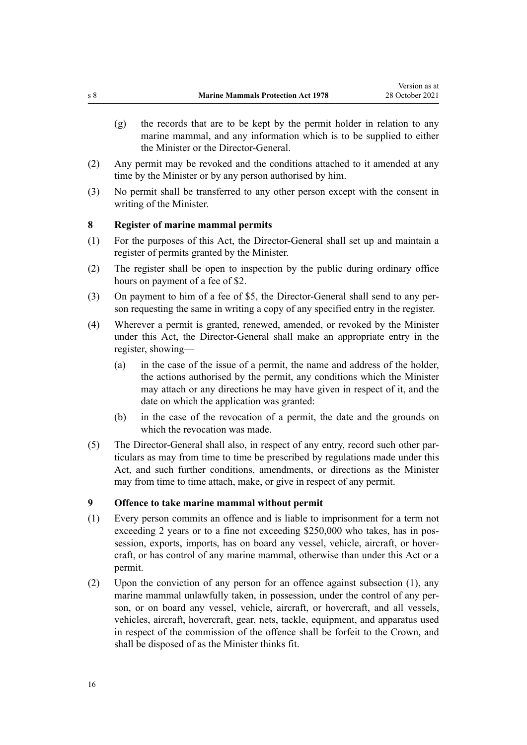(g) the records that are to be kept by the permit holder in relation to any marine mammal, and any information which is to be supplied to either the Minister or the Director-General.

(2) Any permit may be revoked and the conditions attached to it amended at any time by the Minister or by any person authorised by him.

(3) No permit shall be transferred to any other person except with the consent in writing of the Minister.

### 8 Register of marine mammal permits

(1) For the purposes of this Act, the Director-General shall set up and maintain a register of permits granted by the Minister.

(2) The register shall be open to inspection by the public during ordinary office hours on payment of a fee of $2.

(3) On payment to him of a fee of $5, the Director-General shall send to any person requesting the same in writing a copy of any specified entry in the register.

(4) Wherever a permit is granted, renewed, amended, or revoked by the Minister under this Act, the Director-General shall make an appropriate entry in the register, showing—

(a) in the case of the issue of a permit, the name and address of the holder, the actions authorised by the permit, any conditions which the Minister may attach or any directions he may have given in respect of it, and the date on which the application was granted:

(b) in the case of the revocation of a permit, the date and the grounds on which the revocation was made.

(5) The Director-General shall also, in respect of any entry, record such other particulars as may from time to time be prescribed by regulations made under this Act, and such further conditions, amendments, or directions as the Minister may from time to time attach, make, or give in respect of any permit.

### 9 Offence to take marine mammal without permit

(1) Every person commits an offence and is liable to imprisonment for a term not exceeding 2 years or to a fine not exceeding $250,000 who takes, has in possession, exports, imports, has on board any vessel, vehicle, aircraft, or hovercraft, or has control of any marine mammal, otherwise than under this Act or a permit.

(2) Upon the conviction of any person for an offence against subsection (1), any marine mammal unlawfully taken, in possession, under the control of any person, or on board any vessel, vehicle, aircraft, or hovercraft, and all vessels, vehicles, aircraft, hovercraft, gear, nets, tackle, equipment, and apparatus used in respect of the commission of the offence shall be forfeit to the Crown, and shall be disposed of as the Minister thinks fit.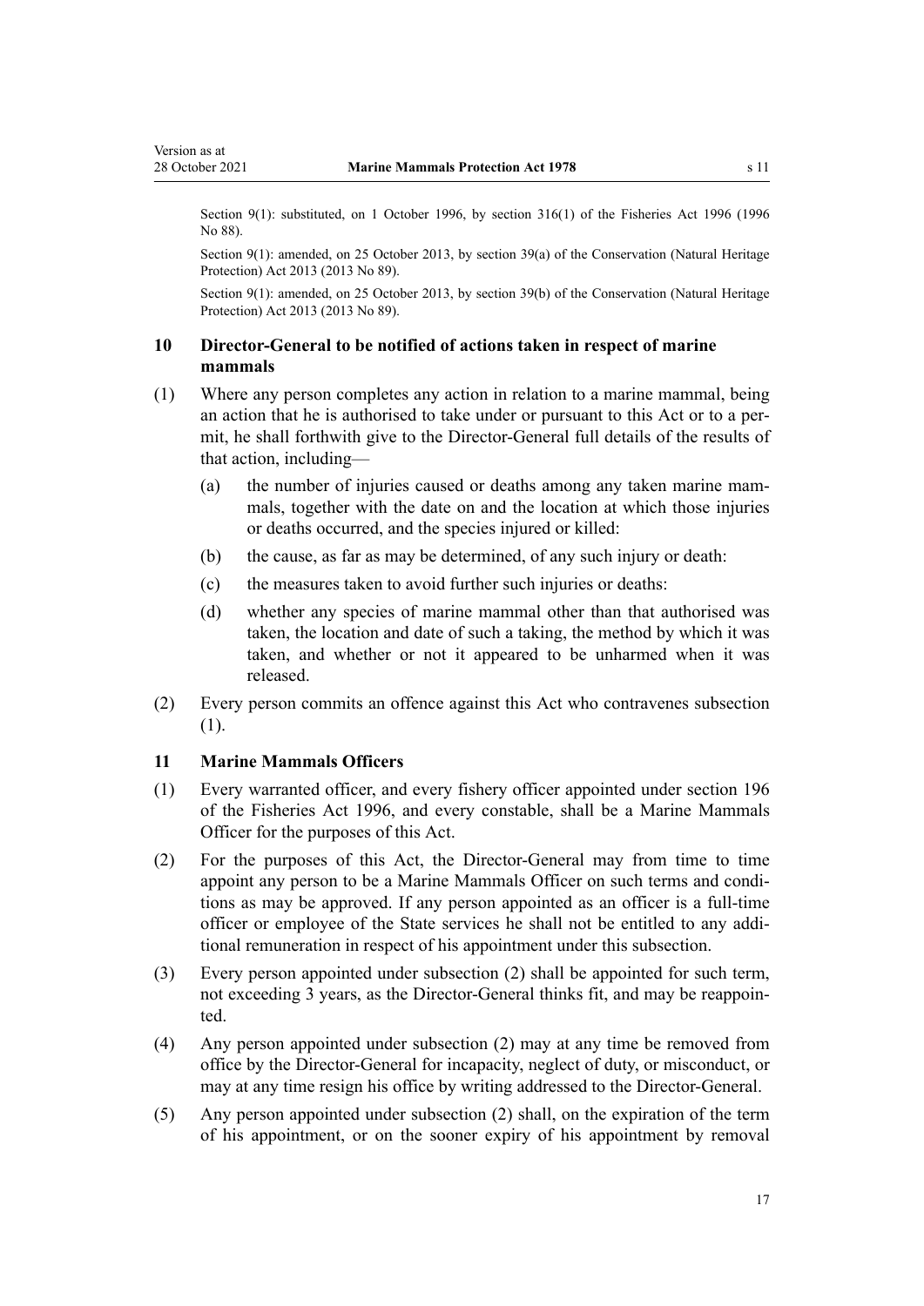Section 9(1): substituted, on 1 October 1996, by section 316(1) of the Fisheries Act 1996 (1996 No 88).

Section 9(1): amended, on 25 October 2013, by section 39(a) of the Conservation (Natural Heritage Protection) Act 2013 (2013 No 89).

Section 9(1): amended, on 25 October 2013, by section 39(b) of the Conservation (Natural Heritage Protection) Act 2013 (2013 No 89).

## 10 Director-General to be notified of actions taken in respect of marine mammals

(1) Where any person completes any action in relation to a marine mammal, being an action that he is authorised to take under or pursuant to this Act or to a permit, he shall forthwith give to the Director-General full details of the results of that action, including—

  (a) the number of injuries caused or deaths among any taken marine mammals, together with the date on and the location at which those injuries or deaths occurred, and the species injured or killed:

  (b) the cause, as far as may be determined, of any such injury or death:

  (c) the measures taken to avoid further such injuries or deaths:

  (d) whether any species of marine mammal other than that authorised was taken, the location and date of such a taking, the method by which it was taken, and whether or not it appeared to be unharmed when it was released.

(2) Every person commits an offence against this Act who contravenes subsection (1).

## 11 Marine Mammals Officers

(1) Every warranted officer, and every fishery officer appointed under section 196 of the Fisheries Act 1996, and every constable, shall be a Marine Mammals Officer for the purposes of this Act.

(2) For the purposes of this Act, the Director-General may from time to time appoint any person to be a Marine Mammals Officer on such terms and conditions as may be approved. If any person appointed as an officer is a full-time officer or employee of the State services he shall not be entitled to any additional remuneration in respect of his appointment under this subsection.

(3) Every person appointed under subsection (2) shall be appointed for such term, not exceeding 3 years, as the Director-General thinks fit, and may be reappointed.

(4) Any person appointed under subsection (2) may at any time be removed from office by the Director-General for incapacity, neglect of duty, or misconduct, or may at any time resign his office by writing addressed to the Director-General.

(5) Any person appointed under subsection (2) shall, on the expiration of the term of his appointment, or on the sooner expiry of his appointment by removal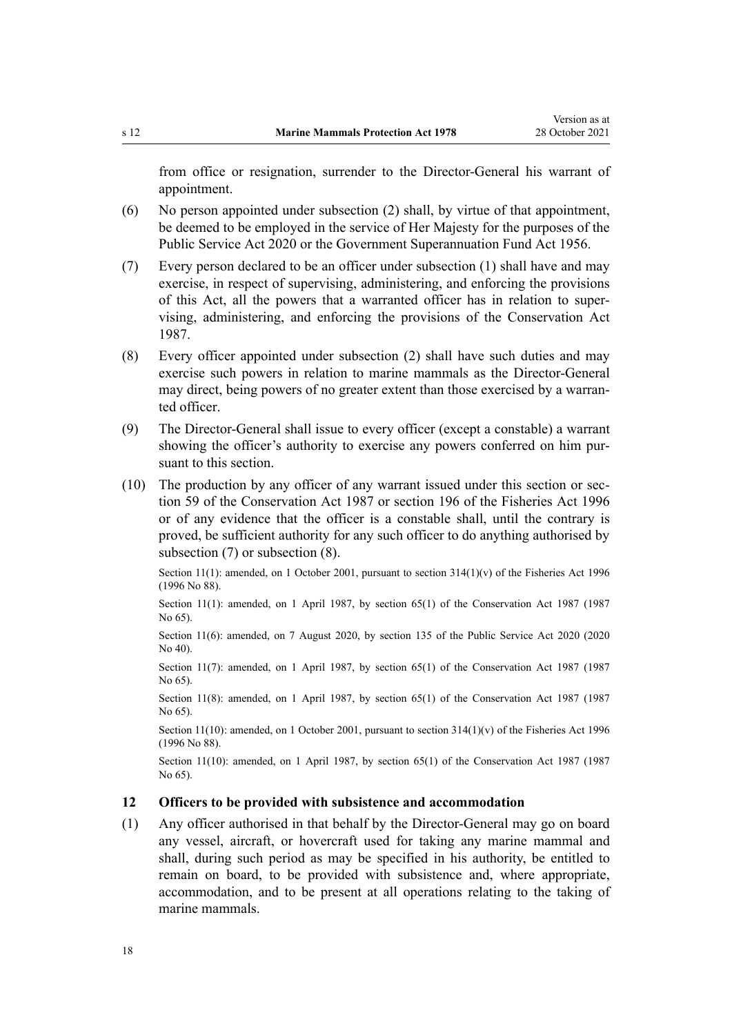from office or resignation, surrender to the Director-General his warrant of appointment.

(6) No person appointed under subsection (2) shall, by virtue of that appointment, be deemed to be employed in the service of Her Majesty for the purposes of the Public Service Act 2020 or the Government Superannuation Fund Act 1956.

(7) Every person declared to be an officer under subsection (1) shall have and may exercise, in respect of supervising, administering, and enforcing the provisions of this Act, all the powers that a warranted officer has in relation to supervising, administering, and enforcing the provisions of the Conservation Act 1987.

(8) Every officer appointed under subsection (2) shall have such duties and may exercise such powers in relation to marine mammals as the Director-General may direct, being powers of no greater extent than those exercised by a warranted officer.

(9) The Director-General shall issue to every officer (except a constable) a warrant showing the officer's authority to exercise any powers conferred on him pursuant to this section.

(10) The production by any officer of any warrant issued under this section or section 59 of the Conservation Act 1987 or section 196 of the Fisheries Act 1996 or of any evidence that the officer is a constable shall, until the contrary is proved, be sufficient authority for any such officer to do anything authorised by subsection (7) or subsection (8).

Section 11(1): amended, on 1 October 2001, pursuant to section 314(1)(v) of the Fisheries Act 1996 (1996 No 88).

Section 11(1): amended, on 1 April 1987, by section 65(1) of the Conservation Act 1987 (1987 No 65).

Section 11(6): amended, on 7 August 2020, by section 135 of the Public Service Act 2020 (2020 No 40).

Section 11(7): amended, on 1 April 1987, by section 65(1) of the Conservation Act 1987 (1987 No 65).

Section 11(8): amended, on 1 April 1987, by section 65(1) of the Conservation Act 1987 (1987 No 65).

Section 11(10): amended, on 1 October 2001, pursuant to section 314(1)(v) of the Fisheries Act 1996 (1996 No 88).

Section 11(10): amended, on 1 April 1987, by section 65(1) of the Conservation Act 1987 (1987 No 65).

### 12 Officers to be provided with subsistence and accommodation

(1) Any officer authorised in that behalf by the Director-General may go on board any vessel, aircraft, or hovercraft used for taking any marine mammal and shall, during such period as may be specified in his authority, be entitled to remain on board, to be provided with subsistence and, where appropriate, accommodation, and to be present at all operations relating to the taking of marine mammals.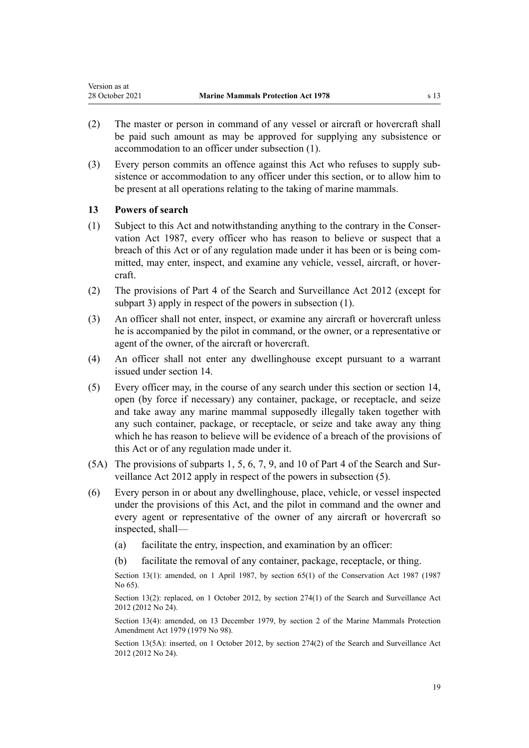(2) The master or person in command of any vessel or aircraft or hovercraft shall be paid such amount as may be approved for supplying any subsistence or accommodation to an officer under subsection (1).

(3) Every person commits an offence against this Act who refuses to supply subsistence or accommodation to any officer under this section, or to allow him to be present at all operations relating to the taking of marine mammals.

### 13 Powers of search

(1) Subject to this Act and notwithstanding anything to the contrary in the Conservation Act 1987, every officer who has reason to believe or suspect that a breach of this Act or of any regulation made under it has been or is being committed, may enter, inspect, and examine any vehicle, vessel, aircraft, or hovercraft.

(2) The provisions of Part 4 of the Search and Surveillance Act 2012 (except for subpart 3) apply in respect of the powers in subsection (1).

(3) An officer shall not enter, inspect, or examine any aircraft or hovercraft unless he is accompanied by the pilot in command, or the owner, or a representative or agent of the owner, of the aircraft or hovercraft.

(4) An officer shall not enter any dwellinghouse except pursuant to a warrant issued under section 14.

(5) Every officer may, in the course of any search under this section or section 14, open (by force if necessary) any container, package, or receptacle, and seize and take away any marine mammal supposedly illegally taken together with any such container, package, or receptacle, or seize and take away any thing which he has reason to believe will be evidence of a breach of the provisions of this Act or of any regulation made under it.

(5A) The provisions of subparts 1, 5, 6, 7, 9, and 10 of Part 4 of the Search and Surveillance Act 2012 apply in respect of the powers in subsection (5).

(6) Every person in or about any dwellinghouse, place, vehicle, or vessel inspected under the provisions of this Act, and the pilot in command and the owner and every agent or representative of the owner of any aircraft or hovercraft so inspected, shall—

(a) facilitate the entry, inspection, and examination by an officer:

(b) facilitate the removal of any container, package, receptacle, or thing.

Section 13(1): amended, on 1 April 1987, by section 65(1) of the Conservation Act 1987 (1987 No 65).

Section 13(2): replaced, on 1 October 2012, by section 274(1) of the Search and Surveillance Act 2012 (2012 No 24).

Section 13(4): amended, on 13 December 1979, by section 2 of the Marine Mammals Protection Amendment Act 1979 (1979 No 98).

Section 13(5A): inserted, on 1 October 2012, by section 274(2) of the Search and Surveillance Act 2012 (2012 No 24).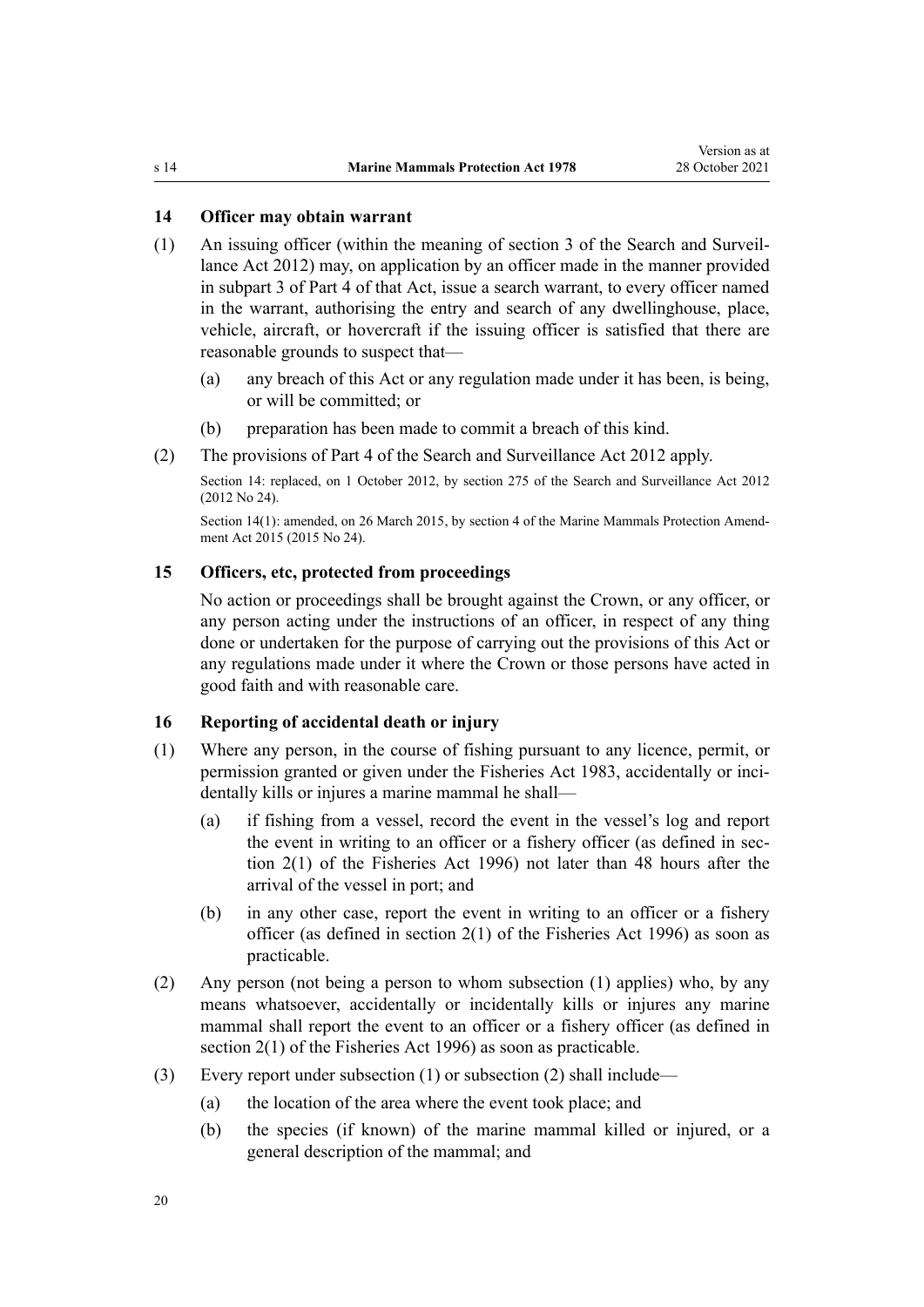### 14 Officer may obtain warrant

(1) An issuing officer (within the meaning of section 3 of the Search and Surveillance Act 2012) may, on application by an officer made in the manner provided in subpart 3 of Part 4 of that Act, issue a search warrant, to every officer named in the warrant, authorising the entry and search of any dwellinghouse, place, vehicle, aircraft, or hovercraft if the issuing officer is satisfied that there are reasonable grounds to suspect that—

(a) any breach of this Act or any regulation made under it has been, is being, or will be committed; or

(b) preparation has been made to commit a breach of this kind.

(2) The provisions of Part 4 of the Search and Surveillance Act 2012 apply.

Section 14: replaced, on 1 October 2012, by section 275 of the Search and Surveillance Act 2012 (2012 No 24).

Section 14(1): amended, on 26 March 2015, by section 4 of the Marine Mammals Protection Amendment Act 2015 (2015 No 24).

### 15 Officers, etc, protected from proceedings

No action or proceedings shall be brought against the Crown, or any officer, or any person acting under the instructions of an officer, in respect of any thing done or undertaken for the purpose of carrying out the provisions of this Act or any regulations made under it where the Crown or those persons have acted in good faith and with reasonable care.

### 16 Reporting of accidental death or injury

(1) Where any person, in the course of fishing pursuant to any licence, permit, or permission granted or given under the Fisheries Act 1983, accidentally or incidentally kills or injures a marine mammal he shall—

(a) if fishing from a vessel, record the event in the vessel's log and report the event in writing to an officer or a fishery officer (as defined in section 2(1) of the Fisheries Act 1996) not later than 48 hours after the arrival of the vessel in port; and

(b) in any other case, report the event in writing to an officer or a fishery officer (as defined in section 2(1) of the Fisheries Act 1996) as soon as practicable.

(2) Any person (not being a person to whom subsection (1) applies) who, by any means whatsoever, accidentally or incidentally kills or injures any marine mammal shall report the event to an officer or a fishery officer (as defined in section 2(1) of the Fisheries Act 1996) as soon as practicable.

(3) Every report under subsection (1) or subsection (2) shall include—

(a) the location of the area where the event took place; and

(b) the species (if known) of the marine mammal killed or injured, or a general description of the mammal; and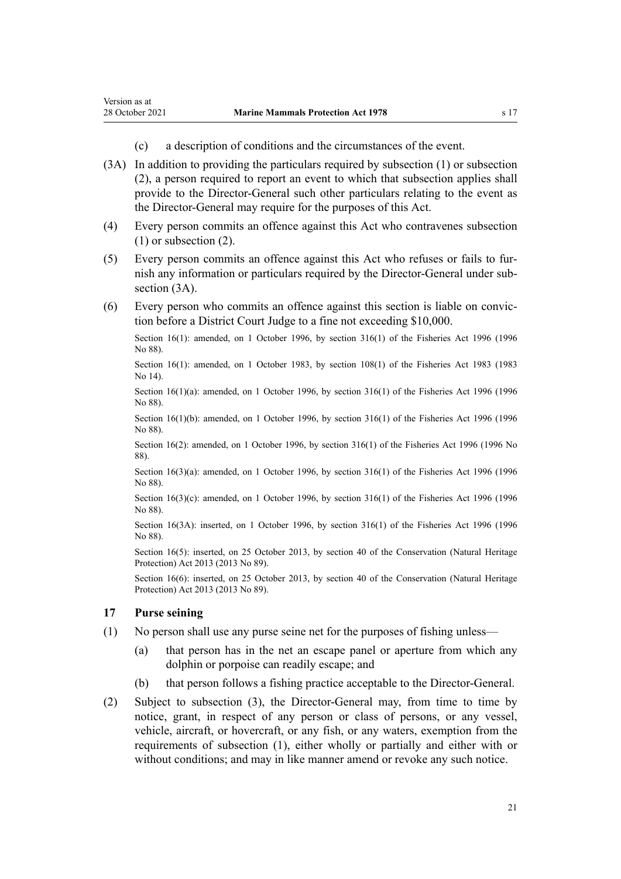(c) a description of conditions and the circumstances of the event.

(3A) In addition to providing the particulars required by subsection (1) or subsection (2), a person required to report an event to which that subsection applies shall provide to the Director-General such other particulars relating to the event as the Director-General may require for the purposes of this Act.

(4) Every person commits an offence against this Act who contravenes subsection (1) or subsection (2).

(5) Every person commits an offence against this Act who refuses or fails to furnish any information or particulars required by the Director-General under subsection (3A).

(6) Every person who commits an offence against this section is liable on conviction before a District Court Judge to a fine not exceeding $10,000.

Section 16(1): amended, on 1 October 1996, by section 316(1) of the Fisheries Act 1996 (1996 No 88).

Section 16(1): amended, on 1 October 1983, by section 108(1) of the Fisheries Act 1983 (1983 No 14).

Section 16(1)(a): amended, on 1 October 1996, by section 316(1) of the Fisheries Act 1996 (1996 No 88).

Section 16(1)(b): amended, on 1 October 1996, by section 316(1) of the Fisheries Act 1996 (1996 No 88).

Section 16(2): amended, on 1 October 1996, by section 316(1) of the Fisheries Act 1996 (1996 No 88).

Section 16(3)(a): amended, on 1 October 1996, by section 316(1) of the Fisheries Act 1996 (1996 No 88).

Section 16(3)(c): amended, on 1 October 1996, by section 316(1) of the Fisheries Act 1996 (1996 No 88).

Section 16(3A): inserted, on 1 October 1996, by section 316(1) of the Fisheries Act 1996 (1996 No 88).

Section 16(5): inserted, on 25 October 2013, by section 40 of the Conservation (Natural Heritage Protection) Act 2013 (2013 No 89).

Section 16(6): inserted, on 25 October 2013, by section 40 of the Conservation (Natural Heritage Protection) Act 2013 (2013 No 89).

### 17 Purse seining

(1) No person shall use any purse seine net for the purposes of fishing unless—

(a) that person has in the net an escape panel or aperture from which any dolphin or porpoise can readily escape; and

(b) that person follows a fishing practice acceptable to the Director-General.

(2) Subject to subsection (3), the Director-General may, from time to time by notice, grant, in respect of any person or class of persons, or any vessel, vehicle, aircraft, or hovercraft, or any fish, or any waters, exemption from the requirements of subsection (1), either wholly or partially and either with or without conditions; and may in like manner amend or revoke any such notice.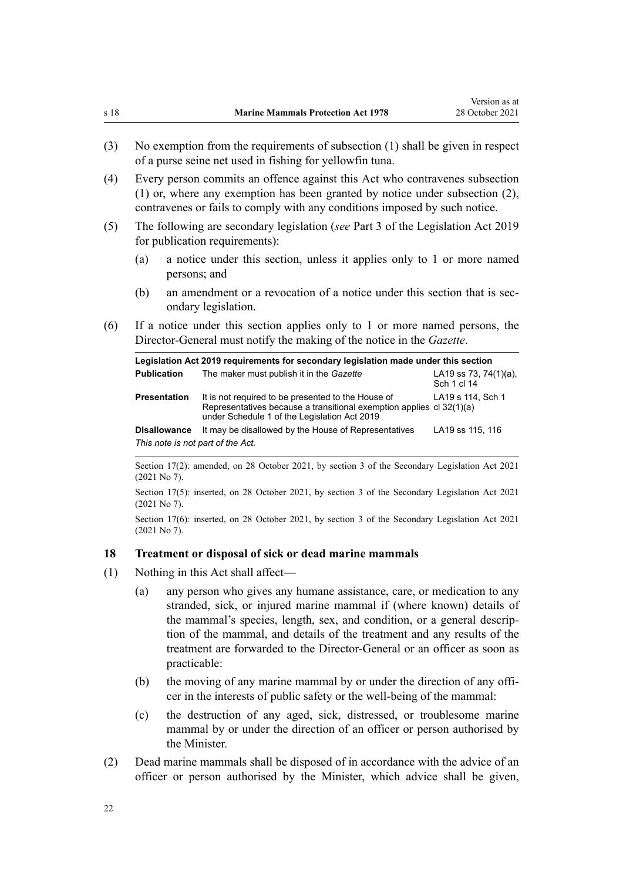(3) No exemption from the requirements of subsection (1) shall be given in respect of a purse seine net used in fishing for yellowfin tuna.

(4) Every person commits an offence against this Act who contravenes subsection (1) or, where any exemption has been granted by notice under subsection (2), contravenes or fails to comply with any conditions imposed by such notice.

(5) The following are secondary legislation (*see* Part 3 of the Legislation Act 2019 for publication requirements):

- (a) a notice under this section, unless it applies only to 1 or more named persons; and
- (b) an amendment or a revocation of a notice under this section that is secondary legislation.

(6) If a notice under this section applies only to 1 or more named persons, the Director-General must notify the making of the notice in the *Gazette*.

| Legislation Act 2019 requirements for secondary legislation made under this section | | |
|---|---|---|
| **Publication** | The maker must publish it in the *Gazette* | LA19 ss 73, 74(1)(a), Sch 1 cl 14 |
| **Presentation** | It is not required to be presented to the House of Representatives because a transitional exemption applies under Schedule 1 of the Legislation Act 2019 | LA19 s 114, Sch 1 cl 32(1)(a) |
| **Disallowance** | It may be disallowed by the House of Representatives | LA19 ss 115, 116 |

*This note is not part of the Act.*

Section 17(2): amended, on 28 October 2021, by section 3 of the Secondary Legislation Act 2021 (2021 No 7).

Section 17(5): inserted, on 28 October 2021, by section 3 of the Secondary Legislation Act 2021 (2021 No 7).

Section 17(6): inserted, on 28 October 2021, by section 3 of the Secondary Legislation Act 2021 (2021 No 7).

### 18 Treatment or disposal of sick or dead marine mammals

(1) Nothing in this Act shall affect—

- (a) any person who gives any humane assistance, care, or medication to any stranded, sick, or injured marine mammal if (where known) details of the mammal's species, length, sex, and condition, or a general description of the mammal, and details of the treatment and any results of the treatment are forwarded to the Director-General or an officer as soon as practicable:
- (b) the moving of any marine mammal by or under the direction of any officer in the interests of public safety or the well-being of the mammal:
- (c) the destruction of any aged, sick, distressed, or troublesome marine mammal by or under the direction of an officer or person authorised by the Minister.

(2) Dead marine mammals shall be disposed of in accordance with the advice of an officer or person authorised by the Minister, which advice shall be given,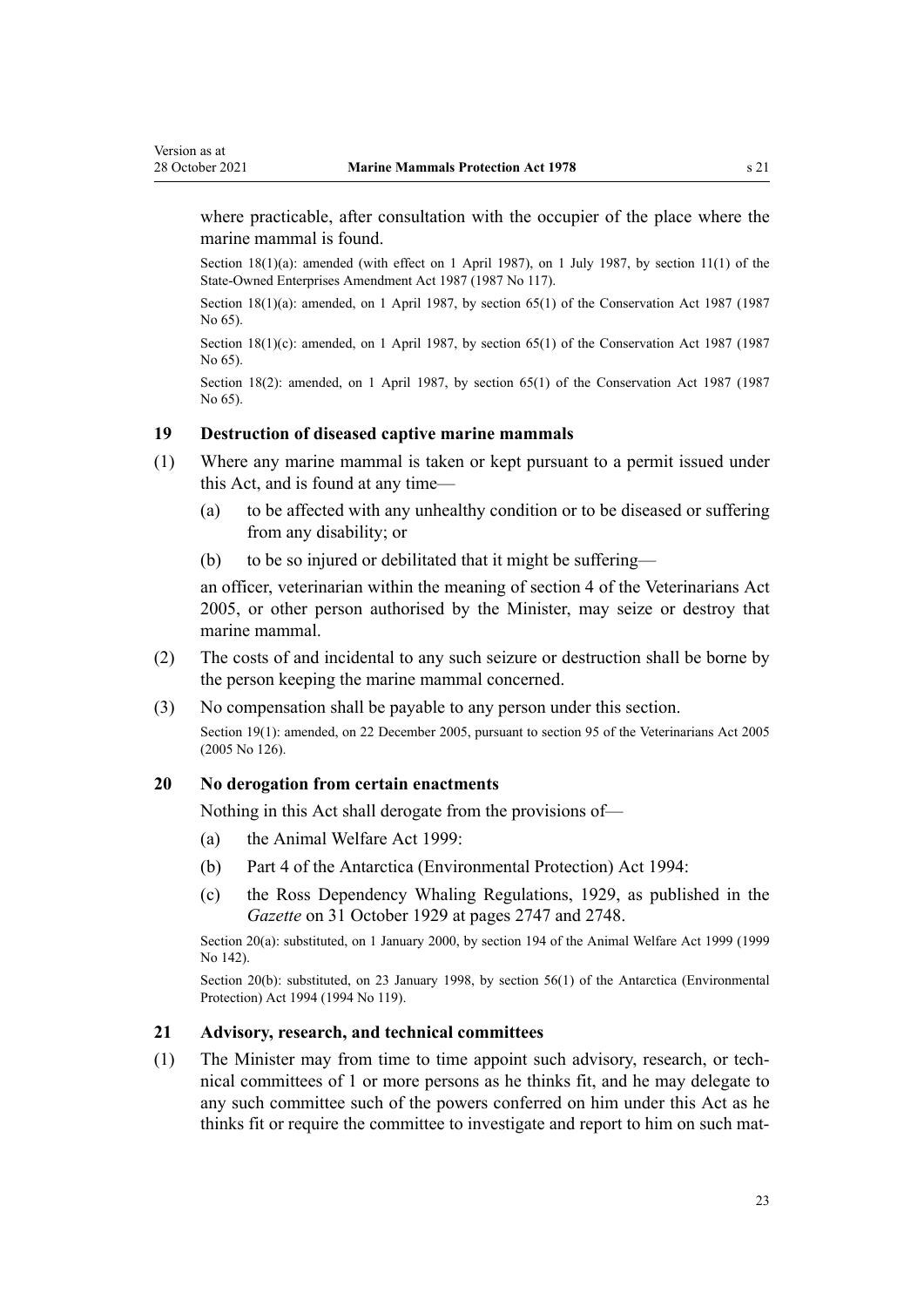where practicable, after consultation with the occupier of the place where the marine mammal is found.

Section 18(1)(a): amended (with effect on 1 April 1987), on 1 July 1987, by section 11(1) of the State-Owned Enterprises Amendment Act 1987 (1987 No 117).

Section 18(1)(a): amended, on 1 April 1987, by section 65(1) of the Conservation Act 1987 (1987 No 65).

Section 18(1)(c): amended, on 1 April 1987, by section 65(1) of the Conservation Act 1987 (1987 No 65).

Section 18(2): amended, on 1 April 1987, by section 65(1) of the Conservation Act 1987 (1987 No 65).

### 19 Destruction of diseased captive marine mammals

(1) Where any marine mammal is taken or kept pursuant to a permit issued under this Act, and is found at any time—

- (a) to be affected with any unhealthy condition or to be diseased or suffering from any disability; or
- (b) to be so injured or debilitated that it might be suffering—

an officer, veterinarian within the meaning of section 4 of the Veterinarians Act 2005, or other person authorised by the Minister, may seize or destroy that marine mammal.

(2) The costs of and incidental to any such seizure or destruction shall be borne by the person keeping the marine mammal concerned.

(3) No compensation shall be payable to any person under this section.

Section 19(1): amended, on 22 December 2005, pursuant to section 95 of the Veterinarians Act 2005 (2005 No 126).

### 20 No derogation from certain enactments

Nothing in this Act shall derogate from the provisions of—

- (a) the Animal Welfare Act 1999:
- (b) Part 4 of the Antarctica (Environmental Protection) Act 1994:
- (c) the Ross Dependency Whaling Regulations, 1929, as published in the *Gazette* on 31 October 1929 at pages 2747 and 2748.

Section 20(a): substituted, on 1 January 2000, by section 194 of the Animal Welfare Act 1999 (1999 No 142).

Section 20(b): substituted, on 23 January 1998, by section 56(1) of the Antarctica (Environmental Protection) Act 1994 (1994 No 119).

### 21 Advisory, research, and technical committees

(1) The Minister may from time to time appoint such advisory, research, or technical committees of 1 or more persons as he thinks fit, and he may delegate to any such committee such of the powers conferred on him under this Act as he thinks fit or require the committee to investigate and report to him on such mat-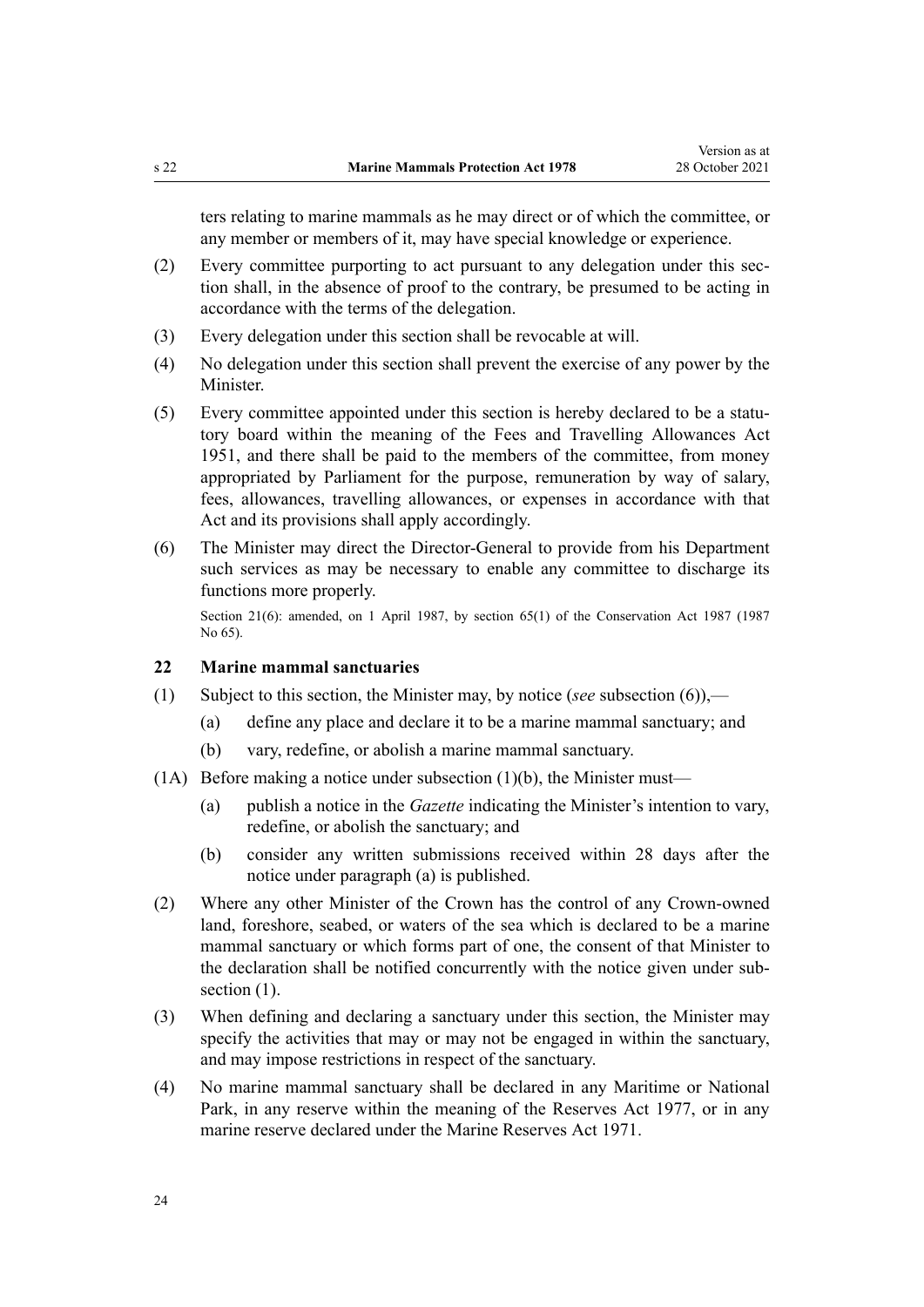ters relating to marine mammals as he may direct or of which the committee, or any member or members of it, may have special knowledge or experience.

(2) Every committee purporting to act pursuant to any delegation under this section shall, in the absence of proof to the contrary, be presumed to be acting in accordance with the terms of the delegation.

(3) Every delegation under this section shall be revocable at will.

(4) No delegation under this section shall prevent the exercise of any power by the Minister.

(5) Every committee appointed under this section is hereby declared to be a statutory board within the meaning of the Fees and Travelling Allowances Act 1951, and there shall be paid to the members of the committee, from money appropriated by Parliament for the purpose, remuneration by way of salary, fees, allowances, travelling allowances, or expenses in accordance with that Act and its provisions shall apply accordingly.

(6) The Minister may direct the Director-General to provide from his Department such services as may be necessary to enable any committee to discharge its functions more properly.

Section 21(6): amended, on 1 April 1987, by section 65(1) of the Conservation Act 1987 (1987 No 65).

### 22 Marine mammal sanctuaries

(1) Subject to this section, the Minister may, by notice (*see* subsection (6)),—

(a) define any place and declare it to be a marine mammal sanctuary; and

(b) vary, redefine, or abolish a marine mammal sanctuary.

(1A) Before making a notice under subsection (1)(b), the Minister must—

(a) publish a notice in the *Gazette* indicating the Minister's intention to vary, redefine, or abolish the sanctuary; and

(b) consider any written submissions received within 28 days after the notice under paragraph (a) is published.

(2) Where any other Minister of the Crown has the control of any Crown-owned land, foreshore, seabed, or waters of the sea which is declared to be a marine mammal sanctuary or which forms part of one, the consent of that Minister to the declaration shall be notified concurrently with the notice given under subsection (1).

(3) When defining and declaring a sanctuary under this section, the Minister may specify the activities that may or may not be engaged in within the sanctuary, and may impose restrictions in respect of the sanctuary.

(4) No marine mammal sanctuary shall be declared in any Maritime or National Park, in any reserve within the meaning of the Reserves Act 1977, or in any marine reserve declared under the Marine Reserves Act 1971.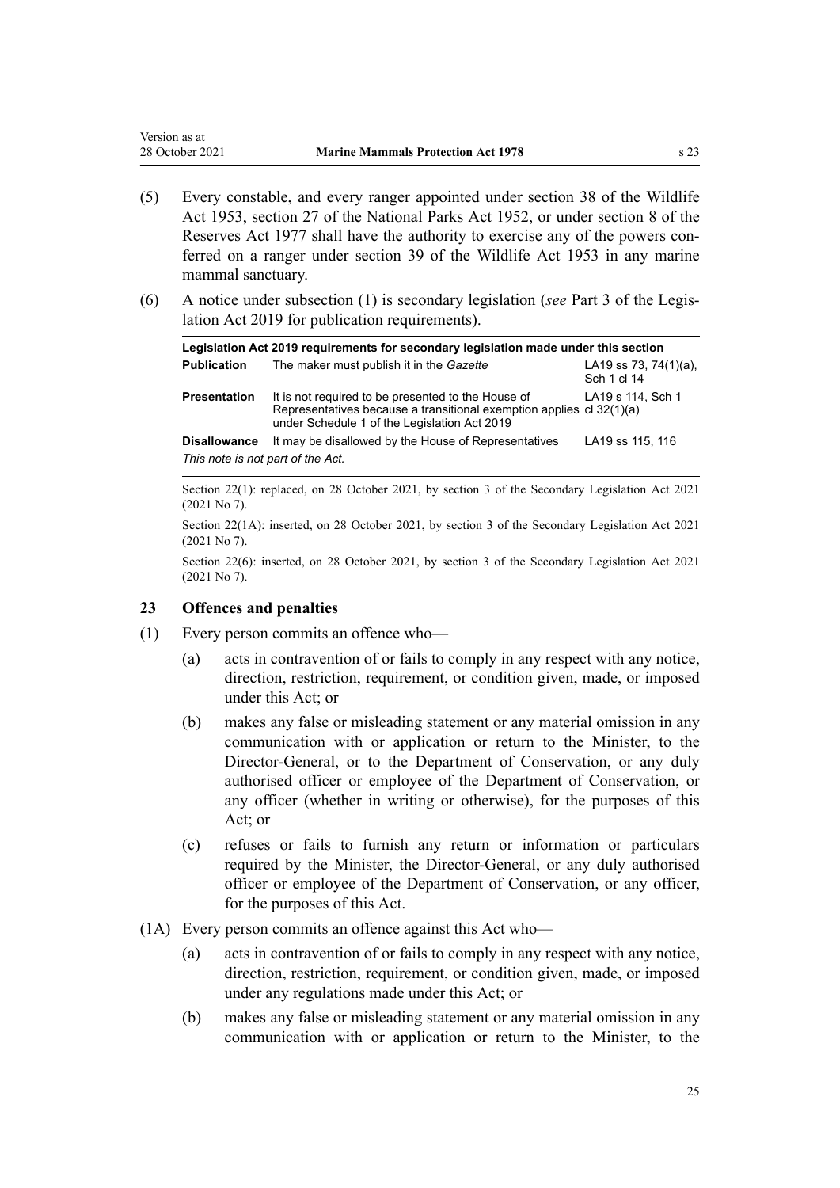(5) Every constable, and every ranger appointed under section 38 of the Wildlife Act 1953, section 27 of the National Parks Act 1952, or under section 8 of the Reserves Act 1977 shall have the authority to exercise any of the powers conferred on a ranger under section 39 of the Wildlife Act 1953 in any marine mammal sanctuary.

(6) A notice under subsection (1) is secondary legislation (*see* Part 3 of the Legislation Act 2019 for publication requirements).

| Legislation Act 2019 requirements for secondary legislation made under this section | | |
|---|---|---|
| **Publication** | The maker must publish it in the *Gazette* | LA19 ss 73, 74(1)(a), Sch 1 cl 14 |
| **Presentation** | It is not required to be presented to the House of Representatives because a transitional exemption applies under Schedule 1 of the Legislation Act 2019 | LA19 s 114, Sch 1 cl 32(1)(a) |
| **Disallowance** | It may be disallowed by the House of Representatives | LA19 ss 115, 116 |
| *This note is not part of the Act.* | | |

Section 22(1): replaced, on 28 October 2021, by section 3 of the Secondary Legislation Act 2021 (2021 No 7).

Section 22(1A): inserted, on 28 October 2021, by section 3 of the Secondary Legislation Act 2021 (2021 No 7).

Section 22(6): inserted, on 28 October 2021, by section 3 of the Secondary Legislation Act 2021 (2021 No 7).

### 23 Offences and penalties

(1) Every person commits an offence who—

(a) acts in contravention of or fails to comply in any respect with any notice, direction, restriction, requirement, or condition given, made, or imposed under this Act; or

(b) makes any false or misleading statement or any material omission in any communication with or application or return to the Minister, to the Director-General, or to the Department of Conservation, or any duly authorised officer or employee of the Department of Conservation, or any officer (whether in writing or otherwise), for the purposes of this Act; or

(c) refuses or fails to furnish any return or information or particulars required by the Minister, the Director-General, or any duly authorised officer or employee of the Department of Conservation, or any officer, for the purposes of this Act.

(1A) Every person commits an offence against this Act who—

(a) acts in contravention of or fails to comply in any respect with any notice, direction, restriction, requirement, or condition given, made, or imposed under any regulations made under this Act; or

(b) makes any false or misleading statement or any material omission in any communication with or application or return to the Minister, to the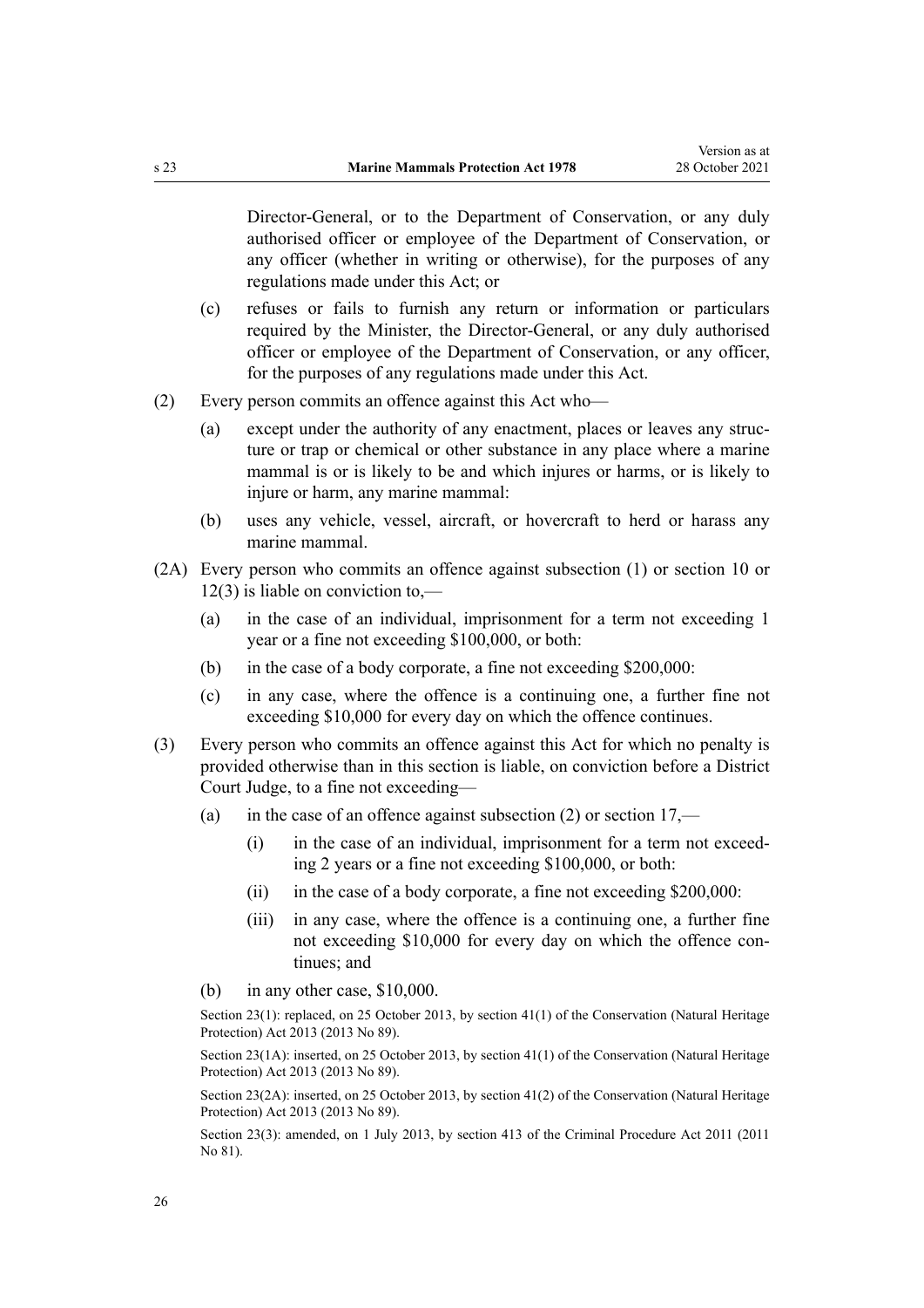Director-General, or to the Department of Conservation, or any duly authorised officer or employee of the Department of Conservation, or any officer (whether in writing or otherwise), for the purposes of any regulations made under this Act; or

(c) refuses or fails to furnish any return or information or particulars required by the Minister, the Director-General, or any duly authorised officer or employee of the Department of Conservation, or any officer, for the purposes of any regulations made under this Act.

(2) Every person commits an offence against this Act who—

(a) except under the authority of any enactment, places or leaves any structure or trap or chemical or other substance in any place where a marine mammal is or is likely to be and which injures or harms, or is likely to injure or harm, any marine mammal:

(b) uses any vehicle, vessel, aircraft, or hovercraft to herd or harass any marine mammal.

(2A) Every person who commits an offence against subsection (1) or section 10 or 12(3) is liable on conviction to,—

(a) in the case of an individual, imprisonment for a term not exceeding 1 year or a fine not exceeding $100,000, or both:

(b) in the case of a body corporate, a fine not exceeding $200,000:

(c) in any case, where the offence is a continuing one, a further fine not exceeding $10,000 for every day on which the offence continues.

(3) Every person who commits an offence against this Act for which no penalty is provided otherwise than in this section is liable, on conviction before a District Court Judge, to a fine not exceeding—

(a) in the case of an offence against subsection (2) or section 17,—

(i) in the case of an individual, imprisonment for a term not exceeding 2 years or a fine not exceeding $100,000, or both:

(ii) in the case of a body corporate, a fine not exceeding $200,000:

(iii) in any case, where the offence is a continuing one, a further fine not exceeding $10,000 for every day on which the offence continues; and

(b) in any other case, $10,000.

Section 23(1): replaced, on 25 October 2013, by section 41(1) of the Conservation (Natural Heritage Protection) Act 2013 (2013 No 89).

Section 23(1A): inserted, on 25 October 2013, by section 41(1) of the Conservation (Natural Heritage Protection) Act 2013 (2013 No 89).

Section 23(2A): inserted, on 25 October 2013, by section 41(2) of the Conservation (Natural Heritage Protection) Act 2013 (2013 No 89).

Section 23(3): amended, on 1 July 2013, by section 413 of the Criminal Procedure Act 2011 (2011 No 81).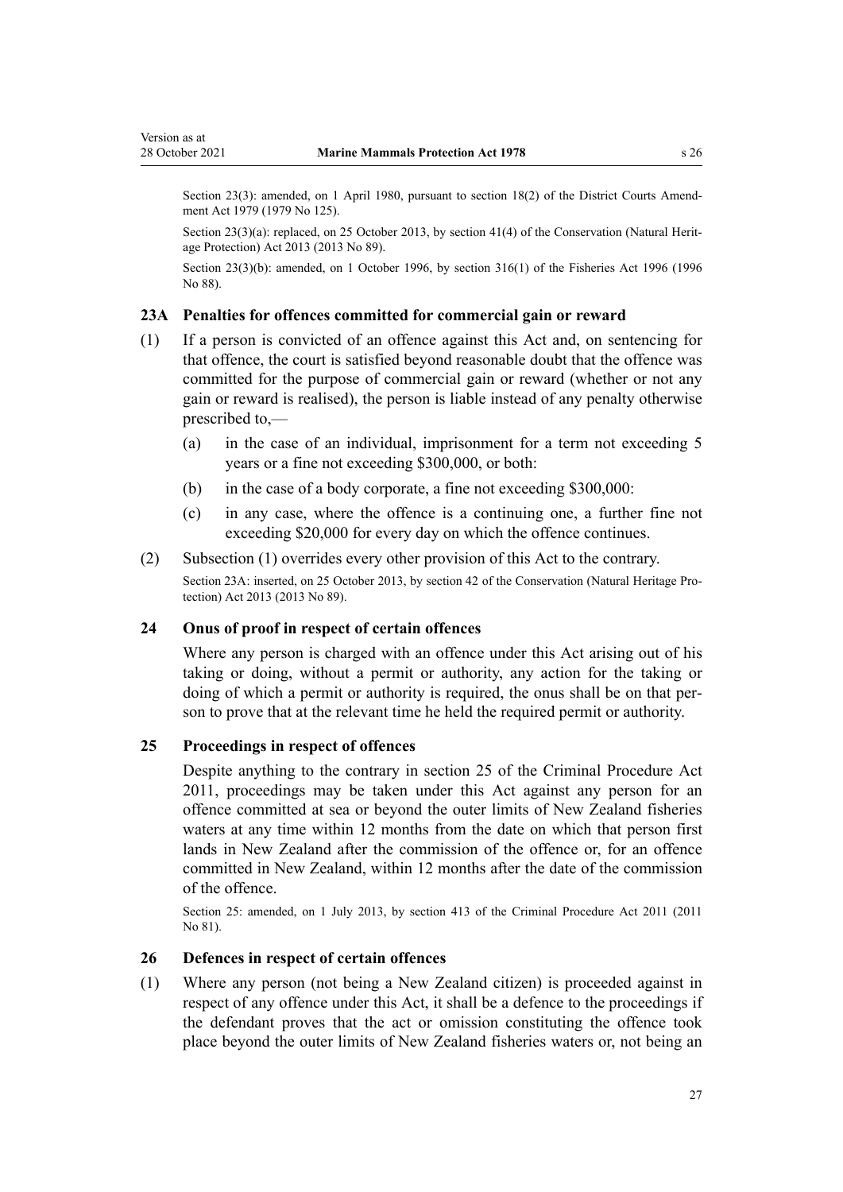Section 23(3): amended, on 1 April 1980, pursuant to section 18(2) of the District Courts Amendment Act 1979 (1979 No 125).

Section 23(3)(a): replaced, on 25 October 2013, by section 41(4) of the Conservation (Natural Heritage Protection) Act 2013 (2013 No 89).

Section 23(3)(b): amended, on 1 October 1996, by section 316(1) of the Fisheries Act 1996 (1996 No 88).

### 23A Penalties for offences committed for commercial gain or reward

(1) If a person is convicted of an offence against this Act and, on sentencing for that offence, the court is satisfied beyond reasonable doubt that the offence was committed for the purpose of commercial gain or reward (whether or not any gain or reward is realised), the person is liable instead of any penalty otherwise prescribed to,—

   (a) in the case of an individual, imprisonment for a term not exceeding 5 years or a fine not exceeding $300,000, or both:

   (b) in the case of a body corporate, a fine not exceeding $300,000:

   (c) in any case, where the offence is a continuing one, a further fine not exceeding $20,000 for every day on which the offence continues.

(2) Subsection (1) overrides every other provision of this Act to the contrary.

Section 23A: inserted, on 25 October 2013, by section 42 of the Conservation (Natural Heritage Protection) Act 2013 (2013 No 89).

### 24 Onus of proof in respect of certain offences

Where any person is charged with an offence under this Act arising out of his taking or doing, without a permit or authority, any action for the taking or doing of which a permit or authority is required, the onus shall be on that person to prove that at the relevant time he held the required permit or authority.

### 25 Proceedings in respect of offences

Despite anything to the contrary in section 25 of the Criminal Procedure Act 2011, proceedings may be taken under this Act against any person for an offence committed at sea or beyond the outer limits of New Zealand fisheries waters at any time within 12 months from the date on which that person first lands in New Zealand after the commission of the offence or, for an offence committed in New Zealand, within 12 months after the date of the commission of the offence.

Section 25: amended, on 1 July 2013, by section 413 of the Criminal Procedure Act 2011 (2011 No 81).

### 26 Defences in respect of certain offences

(1) Where any person (not being a New Zealand citizen) is proceeded against in respect of any offence under this Act, it shall be a defence to the proceedings if the defendant proves that the act or omission constituting the offence took place beyond the outer limits of New Zealand fisheries waters or, not being an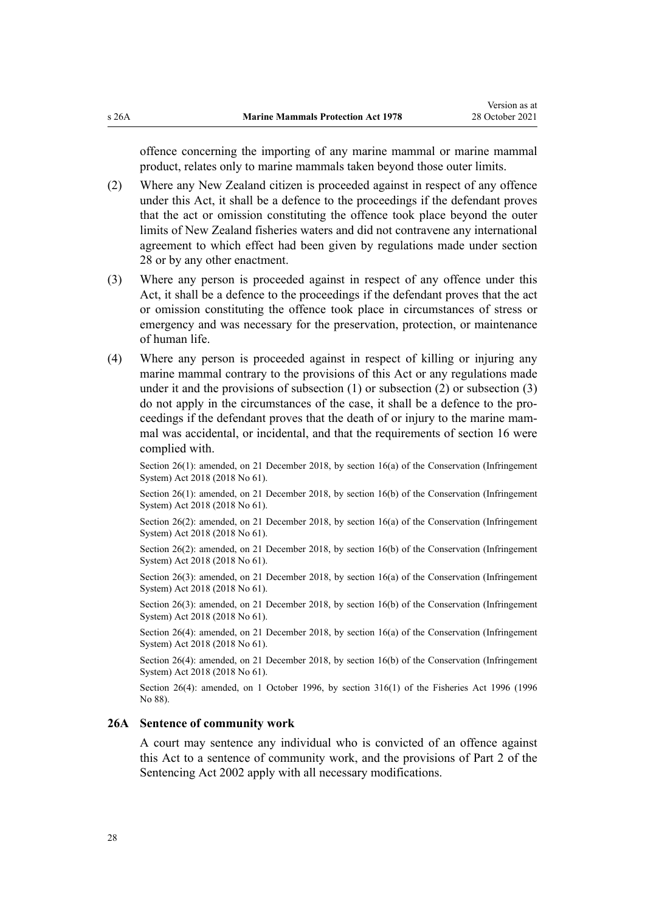offence concerning the importing of any marine mammal or marine mammal product, relates only to marine mammals taken beyond those outer limits.

(2) Where any New Zealand citizen is proceeded against in respect of any offence under this Act, it shall be a defence to the proceedings if the defendant proves that the act or omission constituting the offence took place beyond the outer limits of New Zealand fisheries waters and did not contravene any international agreement to which effect had been given by regulations made under section 28 or by any other enactment.

(3) Where any person is proceeded against in respect of any offence under this Act, it shall be a defence to the proceedings if the defendant proves that the act or omission constituting the offence took place in circumstances of stress or emergency and was necessary for the preservation, protection, or maintenance of human life.

(4) Where any person is proceeded against in respect of killing or injuring any marine mammal contrary to the provisions of this Act or any regulations made under it and the provisions of subsection (1) or subsection (2) or subsection (3) do not apply in the circumstances of the case, it shall be a defence to the proceedings if the defendant proves that the death of or injury to the marine mammal was accidental, or incidental, and that the requirements of section 16 were complied with.

Section 26(1): amended, on 21 December 2018, by section 16(a) of the Conservation (Infringement System) Act 2018 (2018 No 61).

Section 26(1): amended, on 21 December 2018, by section 16(b) of the Conservation (Infringement System) Act 2018 (2018 No 61).

Section 26(2): amended, on 21 December 2018, by section 16(a) of the Conservation (Infringement System) Act 2018 (2018 No 61).

Section 26(2): amended, on 21 December 2018, by section 16(b) of the Conservation (Infringement System) Act 2018 (2018 No 61).

Section 26(3): amended, on 21 December 2018, by section 16(a) of the Conservation (Infringement System) Act 2018 (2018 No 61).

Section 26(3): amended, on 21 December 2018, by section 16(b) of the Conservation (Infringement System) Act 2018 (2018 No 61).

Section 26(4): amended, on 21 December 2018, by section 16(a) of the Conservation (Infringement System) Act 2018 (2018 No 61).

Section 26(4): amended, on 21 December 2018, by section 16(b) of the Conservation (Infringement System) Act 2018 (2018 No 61).

Section 26(4): amended, on 1 October 1996, by section 316(1) of the Fisheries Act 1996 (1996 No 88).

### 26A Sentence of community work

A court may sentence any individual who is convicted of an offence against this Act to a sentence of community work, and the provisions of Part 2 of the Sentencing Act 2002 apply with all necessary modifications.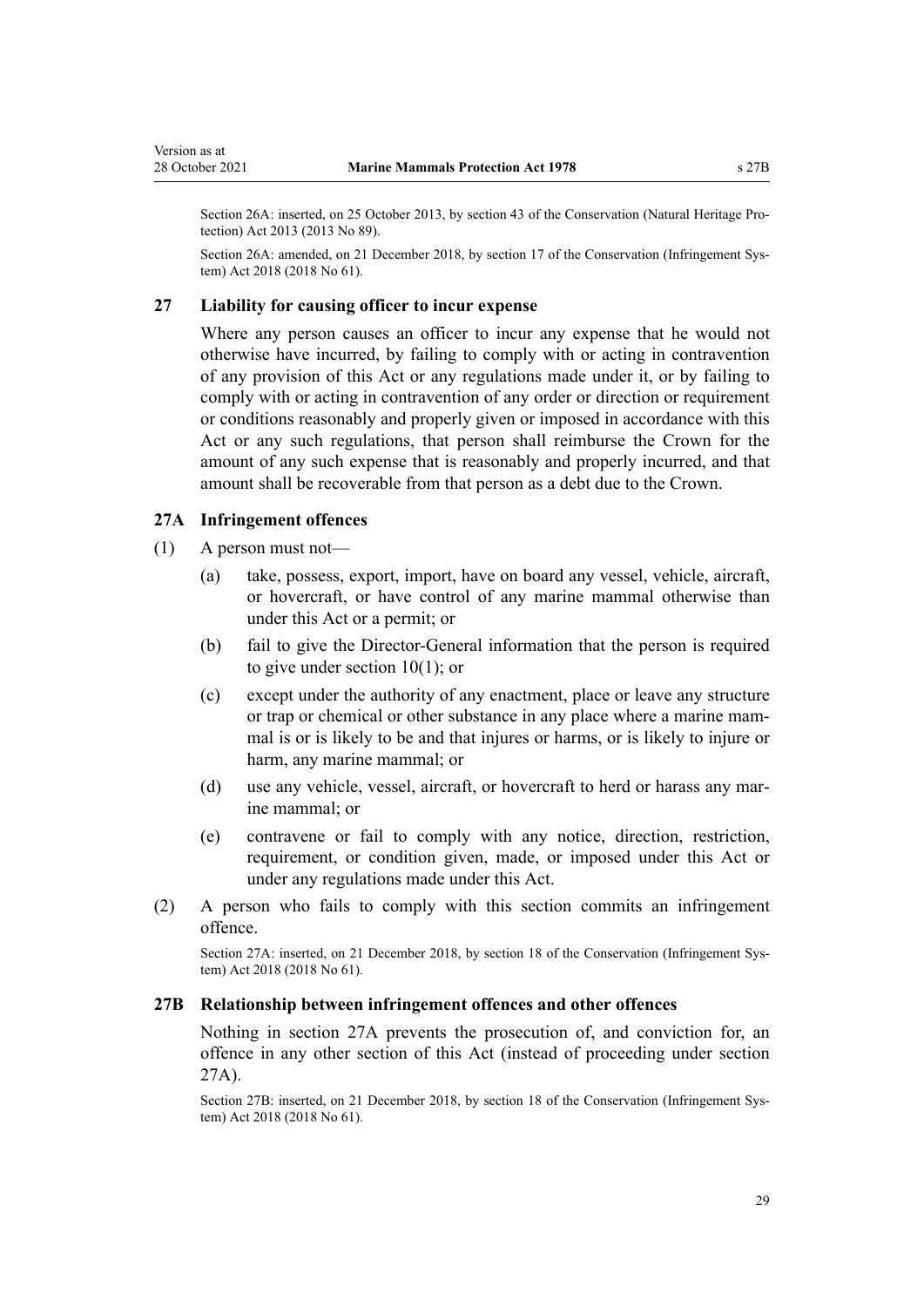Section 26A: inserted, on 25 October 2013, by section 43 of the Conservation (Natural Heritage Protection) Act 2013 (2013 No 89).

Section 26A: amended, on 21 December 2018, by section 17 of the Conservation (Infringement System) Act 2018 (2018 No 61).

### 27 Liability for causing officer to incur expense

Where any person causes an officer to incur any expense that he would not otherwise have incurred, by failing to comply with or acting in contravention of any provision of this Act or any regulations made under it, or by failing to comply with or acting in contravention of any order or direction or requirement or conditions reasonably and properly given or imposed in accordance with this Act or any such regulations, that person shall reimburse the Crown for the amount of any such expense that is reasonably and properly incurred, and that amount shall be recoverable from that person as a debt due to the Crown.

### 27A Infringement offences

(1) A person must not—

(a) take, possess, export, import, have on board any vessel, vehicle, aircraft, or hovercraft, or have control of any marine mammal otherwise than under this Act or a permit; or

(b) fail to give the Director-General information that the person is required to give under section 10(1); or

(c) except under the authority of any enactment, place or leave any structure or trap or chemical or other substance in any place where a marine mammal is or is likely to be and that injures or harms, or is likely to injure or harm, any marine mammal; or

(d) use any vehicle, vessel, aircraft, or hovercraft to herd or harass any marine mammal; or

(e) contravene or fail to comply with any notice, direction, restriction, requirement, or condition given, made, or imposed under this Act or under any regulations made under this Act.

(2) A person who fails to comply with this section commits an infringement offence.

Section 27A: inserted, on 21 December 2018, by section 18 of the Conservation (Infringement System) Act 2018 (2018 No 61).

### 27B Relationship between infringement offences and other offences

Nothing in section 27A prevents the prosecution of, and conviction for, an offence in any other section of this Act (instead of proceeding under section 27A).

Section 27B: inserted, on 21 December 2018, by section 18 of the Conservation (Infringement System) Act 2018 (2018 No 61).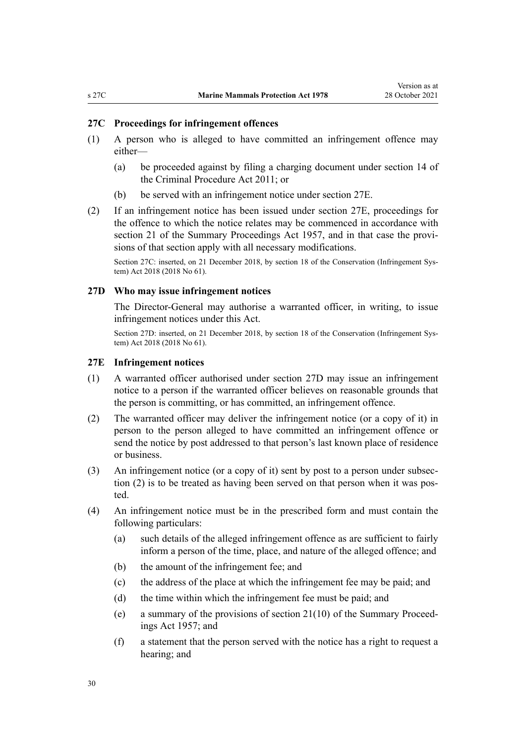### 27C Proceedings for infringement offences

(1) A person who is alleged to have committed an infringement offence may either—

(a) be proceeded against by filing a charging document under section 14 of the Criminal Procedure Act 2011; or

(b) be served with an infringement notice under section 27E.

(2) If an infringement notice has been issued under section 27E, proceedings for the offence to which the notice relates may be commenced in accordance with section 21 of the Summary Proceedings Act 1957, and in that case the provisions of that section apply with all necessary modifications.

Section 27C: inserted, on 21 December 2018, by section 18 of the Conservation (Infringement System) Act 2018 (2018 No 61).

### 27D Who may issue infringement notices

The Director-General may authorise a warranted officer, in writing, to issue infringement notices under this Act.

Section 27D: inserted, on 21 December 2018, by section 18 of the Conservation (Infringement System) Act 2018 (2018 No 61).

### 27E Infringement notices

(1) A warranted officer authorised under section 27D may issue an infringement notice to a person if the warranted officer believes on reasonable grounds that the person is committing, or has committed, an infringement offence.

(2) The warranted officer may deliver the infringement notice (or a copy of it) in person to the person alleged to have committed an infringement offence or send the notice by post addressed to that person's last known place of residence or business.

(3) An infringement notice (or a copy of it) sent by post to a person under subsection (2) is to be treated as having been served on that person when it was posted.

(4) An infringement notice must be in the prescribed form and must contain the following particulars:

(a) such details of the alleged infringement offence as are sufficient to fairly inform a person of the time, place, and nature of the alleged offence; and

(b) the amount of the infringement fee; and

(c) the address of the place at which the infringement fee may be paid; and

(d) the time within which the infringement fee must be paid; and

(e) a summary of the provisions of section 21(10) of the Summary Proceedings Act 1957; and

(f) a statement that the person served with the notice has a right to request a hearing; and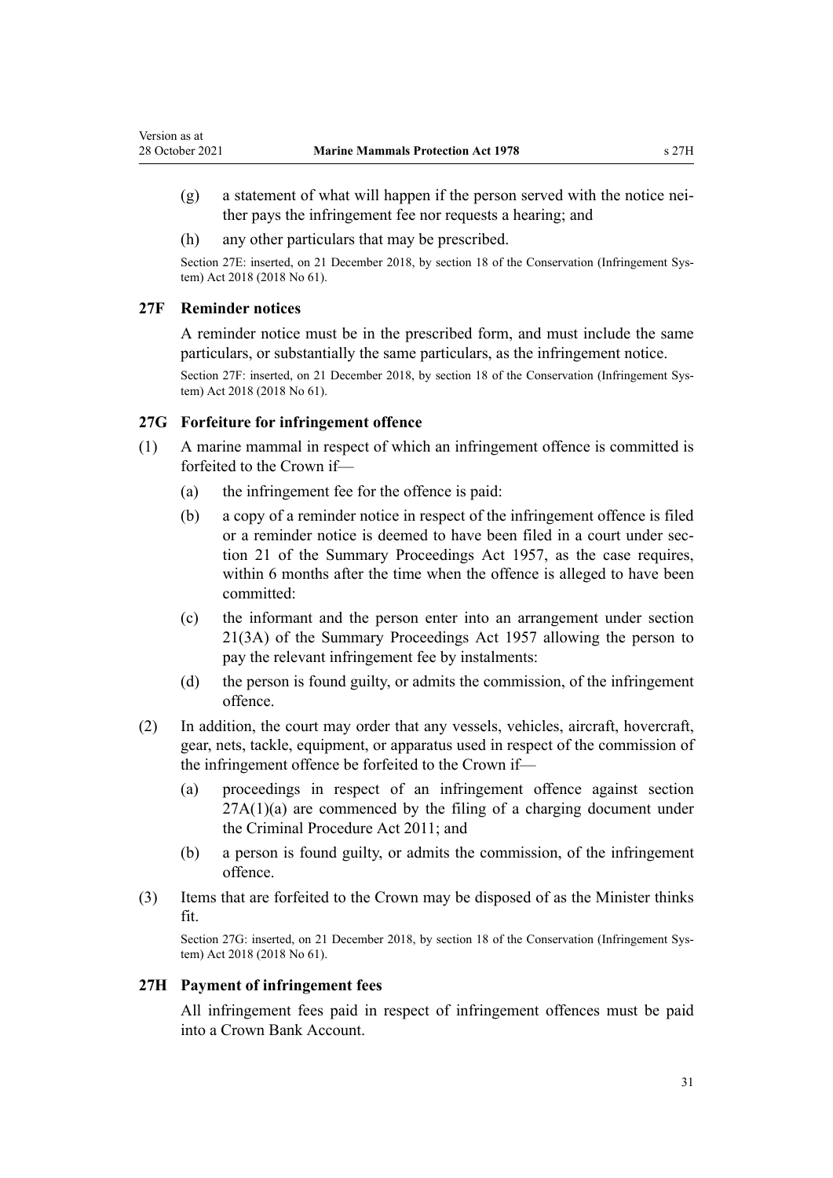(g) a statement of what will happen if the person served with the notice neither pays the infringement fee nor requests a hearing; and

(h) any other particulars that may be prescribed.

Section 27E: inserted, on 21 December 2018, by section 18 of the Conservation (Infringement System) Act 2018 (2018 No 61).

### 27F Reminder notices

A reminder notice must be in the prescribed form, and must include the same particulars, or substantially the same particulars, as the infringement notice.

Section 27F: inserted, on 21 December 2018, by section 18 of the Conservation (Infringement System) Act 2018 (2018 No 61).

### 27G Forfeiture for infringement offence

(1) A marine mammal in respect of which an infringement offence is committed is forfeited to the Crown if—

(a) the infringement fee for the offence is paid:

(b) a copy of a reminder notice in respect of the infringement offence is filed or a reminder notice is deemed to have been filed in a court under section 21 of the Summary Proceedings Act 1957, as the case requires, within 6 months after the time when the offence is alleged to have been committed:

(c) the informant and the person enter into an arrangement under section 21(3A) of the Summary Proceedings Act 1957 allowing the person to pay the relevant infringement fee by instalments:

(d) the person is found guilty, or admits the commission, of the infringement offence.

(2) In addition, the court may order that any vessels, vehicles, aircraft, hovercraft, gear, nets, tackle, equipment, or apparatus used in respect of the commission of the infringement offence be forfeited to the Crown if—

(a) proceedings in respect of an infringement offence against section 27A(1)(a) are commenced by the filing of a charging document under the Criminal Procedure Act 2011; and

(b) a person is found guilty, or admits the commission, of the infringement offence.

(3) Items that are forfeited to the Crown may be disposed of as the Minister thinks fit.

Section 27G: inserted, on 21 December 2018, by section 18 of the Conservation (Infringement System) Act 2018 (2018 No 61).

### 27H Payment of infringement fees

All infringement fees paid in respect of infringement offences must be paid into a Crown Bank Account.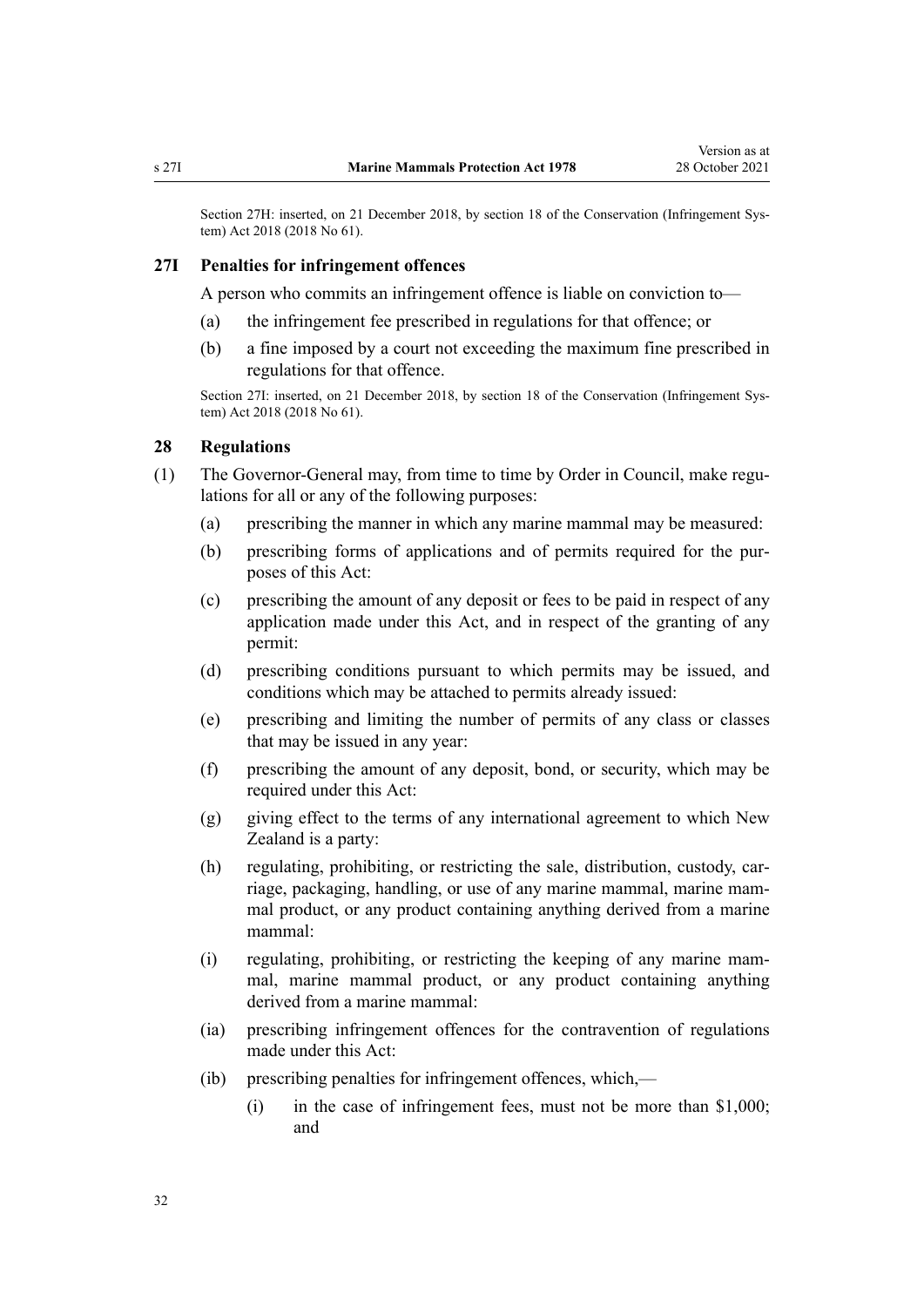Section 27H: inserted, on 21 December 2018, by section 18 of the Conservation (Infringement System) Act 2018 (2018 No 61).

### 27I Penalties for infringement offences

A person who commits an infringement offence is liable on conviction to—

(a) the infringement fee prescribed in regulations for that offence; or

(b) a fine imposed by a court not exceeding the maximum fine prescribed in regulations for that offence.

Section 27I: inserted, on 21 December 2018, by section 18 of the Conservation (Infringement System) Act 2018 (2018 No 61).

### 28 Regulations

(1) The Governor-General may, from time to time by Order in Council, make regulations for all or any of the following purposes:

(a) prescribing the manner in which any marine mammal may be measured:

(b) prescribing forms of applications and of permits required for the purposes of this Act:

(c) prescribing the amount of any deposit or fees to be paid in respect of any application made under this Act, and in respect of the granting of any permit:

(d) prescribing conditions pursuant to which permits may be issued, and conditions which may be attached to permits already issued:

(e) prescribing and limiting the number of permits of any class or classes that may be issued in any year:

(f) prescribing the amount of any deposit, bond, or security, which may be required under this Act:

(g) giving effect to the terms of any international agreement to which New Zealand is a party:

(h) regulating, prohibiting, or restricting the sale, distribution, custody, carriage, packaging, handling, or use of any marine mammal, marine mammal product, or any product containing anything derived from a marine mammal:

(i) regulating, prohibiting, or restricting the keeping of any marine mammal, marine mammal product, or any product containing anything derived from a marine mammal:

(ia) prescribing infringement offences for the contravention of regulations made under this Act:

(ib) prescribing penalties for infringement offences, which,—

(i) in the case of infringement fees, must not be more than $1,000; and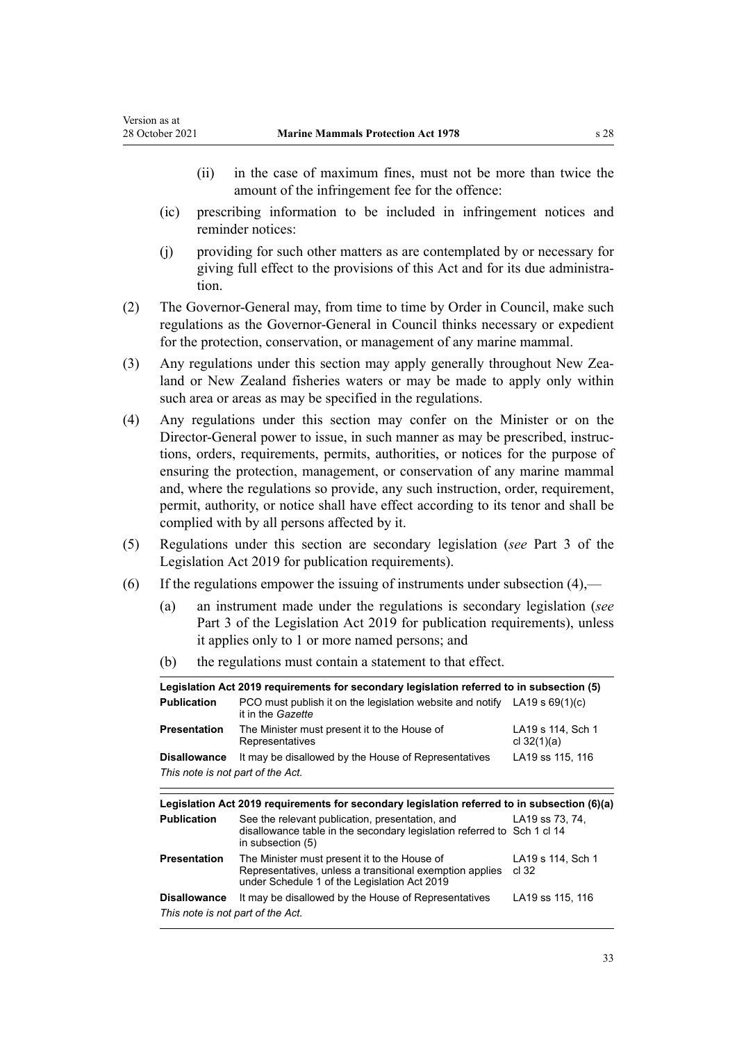(ii) in the case of maximum fines, must not be more than twice the amount of the infringement fee for the offence:

(ic) prescribing information to be included in infringement notices and reminder notices:

(j) providing for such other matters as are contemplated by or necessary for giving full effect to the provisions of this Act and for its due administration.

(2) The Governor-General may, from time to time by Order in Council, make such regulations as the Governor-General in Council thinks necessary or expedient for the protection, conservation, or management of any marine mammal.

(3) Any regulations under this section may apply generally throughout New Zealand or New Zealand fisheries waters or may be made to apply only within such area or areas as may be specified in the regulations.

(4) Any regulations under this section may confer on the Minister or on the Director-General power to issue, in such manner as may be prescribed, instructions, orders, requirements, permits, authorities, or notices for the purpose of ensuring the protection, management, or conservation of any marine mammal and, where the regulations so provide, any such instruction, order, requirement, permit, authority, or notice shall have effect according to its tenor and shall be complied with by all persons affected by it.

(5) Regulations under this section are secondary legislation (*see* Part 3 of the Legislation Act 2019 for publication requirements).

(6) If the regulations empower the issuing of instruments under subsection (4),—

(a) an instrument made under the regulations is secondary legislation (*see* Part 3 of the Legislation Act 2019 for publication requirements), unless it applies only to 1 or more named persons; and

(b) the regulations must contain a statement to that effect.

| **Legislation Act 2019 requirements for secondary legislation referred to in subsection (5)** | | |
|---|---|---|
| **Publication** | PCO must publish it on the legislation website and notify it in the *Gazette* | LA19 s 69(1)(c) |
| **Presentation** | The Minister must present it to the House of Representatives | LA19 s 114, Sch 1 cl 32(1)(a) |
| **Disallowance** | It may be disallowed by the House of Representatives | LA19 ss 115, 116 |

*This note is not part of the Act.*

| **Legislation Act 2019 requirements for secondary legislation referred to in subsection (6)(a)** | | |
|---|---|---|
| **Publication** | See the relevant publication, presentation, and disallowance table in the secondary legislation referred to in subsection (5) | LA19 ss 73, 74, Sch 1 cl 14 |
| **Presentation** | The Minister must present it to the House of Representatives, unless a transitional exemption applies under Schedule 1 of the Legislation Act 2019 | LA19 s 114, Sch 1 cl 32 |
| **Disallowance** | It may be disallowed by the House of Representatives | LA19 ss 115, 116 |

*This note is not part of the Act.*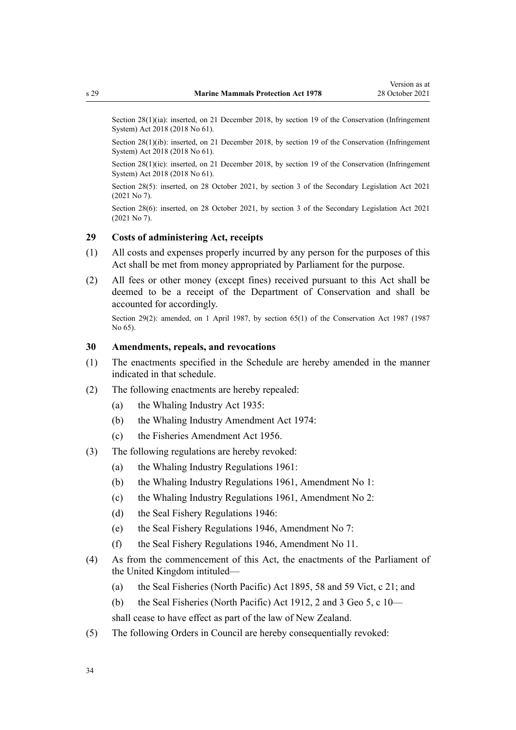Section 28(1)(ia): inserted, on 21 December 2018, by section 19 of the Conservation (Infringement System) Act 2018 (2018 No 61).

Section 28(1)(ib): inserted, on 21 December 2018, by section 19 of the Conservation (Infringement System) Act 2018 (2018 No 61).

Section 28(1)(ic): inserted, on 21 December 2018, by section 19 of the Conservation (Infringement System) Act 2018 (2018 No 61).

Section 28(5): inserted, on 28 October 2021, by section 3 of the Secondary Legislation Act 2021 (2021 No 7).

Section 28(6): inserted, on 28 October 2021, by section 3 of the Secondary Legislation Act 2021 (2021 No 7).

### 29 Costs of administering Act, receipts

(1) All costs and expenses properly incurred by any person for the purposes of this Act shall be met from money appropriated by Parliament for the purpose.

(2) All fees or other money (except fines) received pursuant to this Act shall be deemed to be a receipt of the Department of Conservation and shall be accounted for accordingly.

Section 29(2): amended, on 1 April 1987, by section 65(1) of the Conservation Act 1987 (1987 No 65).

### 30 Amendments, repeals, and revocations

(1) The enactments specified in the Schedule are hereby amended in the manner indicated in that schedule.

(2) The following enactments are hereby repealed:

- (a) the Whaling Industry Act 1935:
- (b) the Whaling Industry Amendment Act 1974:
- (c) the Fisheries Amendment Act 1956.

(3) The following regulations are hereby revoked:

- (a) the Whaling Industry Regulations 1961:
- (b) the Whaling Industry Regulations 1961, Amendment No 1:
- (c) the Whaling Industry Regulations 1961, Amendment No 2:
- (d) the Seal Fishery Regulations 1946:
- (e) the Seal Fishery Regulations 1946, Amendment No 7:
- (f) the Seal Fishery Regulations 1946, Amendment No 11.

(4) As from the commencement of this Act, the enactments of the Parliament of the United Kingdom intituled—

- (a) the Seal Fisheries (North Pacific) Act 1895, 58 and 59 Vict, c 21; and
- (b) the Seal Fisheries (North Pacific) Act 1912, 2 and 3 Geo 5, c 10—

shall cease to have effect as part of the law of New Zealand.

(5) The following Orders in Council are hereby consequentially revoked: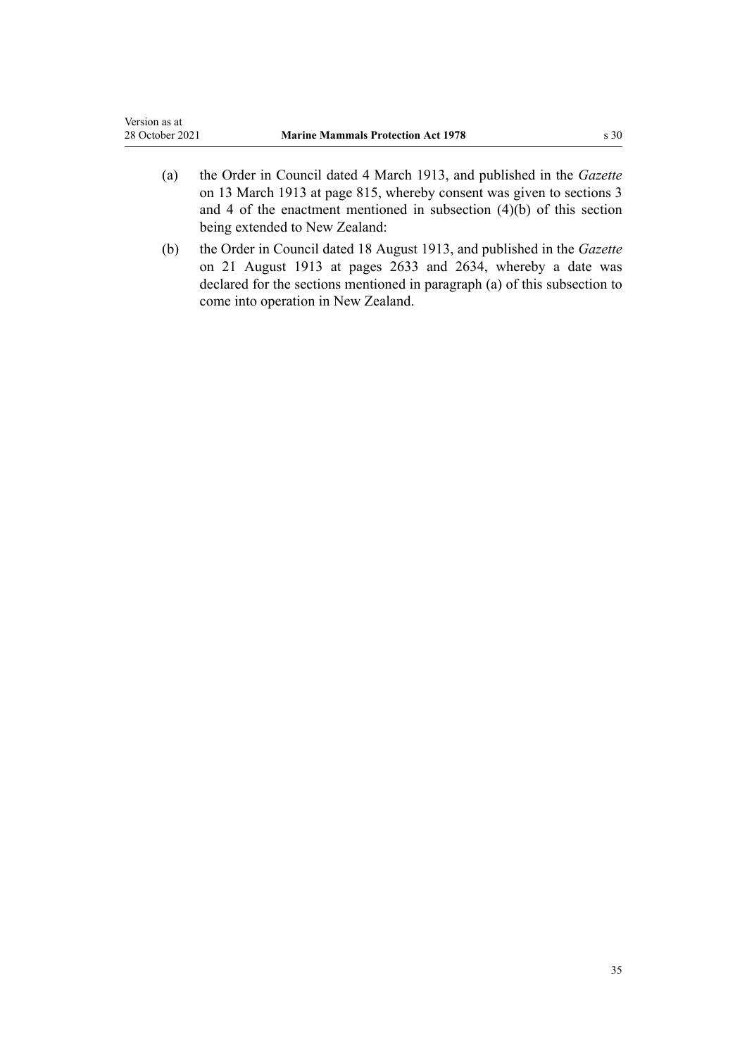(a) the Order in Council dated 4 March 1913, and published in the *Gazette* on 13 March 1913 at page 815, whereby consent was given to sections 3 and 4 of the enactment mentioned in subsection (4)(b) of this section being extended to New Zealand:

(b) the Order in Council dated 18 August 1913, and published in the *Gazette* on 21 August 1913 at pages 2633 and 2634, whereby a date was declared for the sections mentioned in paragraph (a) of this subsection to come into operation in New Zealand.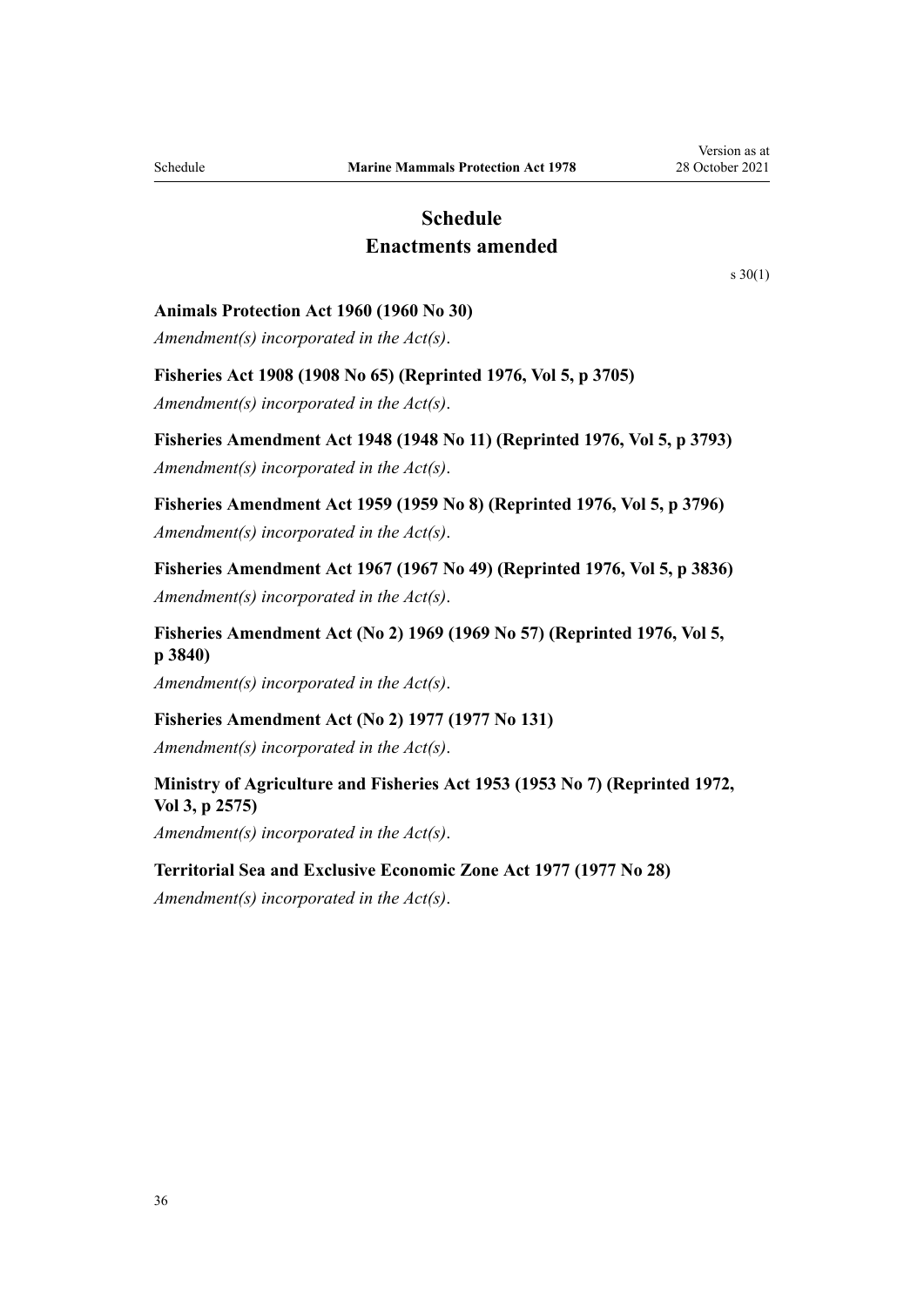# Schedule
## Enactments amended

s 30(1)

**Animals Protection Act 1960 (1960 No 30)**

*Amendment(s) incorporated in the Act(s)*.

**Fisheries Act 1908 (1908 No 65) (Reprinted 1976, Vol 5, p 3705)**

*Amendment(s) incorporated in the Act(s)*.

**Fisheries Amendment Act 1948 (1948 No 11) (Reprinted 1976, Vol 5, p 3793)**

*Amendment(s) incorporated in the Act(s)*.

**Fisheries Amendment Act 1959 (1959 No 8) (Reprinted 1976, Vol 5, p 3796)**

*Amendment(s) incorporated in the Act(s)*.

**Fisheries Amendment Act 1967 (1967 No 49) (Reprinted 1976, Vol 5, p 3836)**

*Amendment(s) incorporated in the Act(s)*.

**Fisheries Amendment Act (No 2) 1969 (1969 No 57) (Reprinted 1976, Vol 5, p 3840)**

*Amendment(s) incorporated in the Act(s)*.

**Fisheries Amendment Act (No 2) 1977 (1977 No 131)**

*Amendment(s) incorporated in the Act(s)*.

**Ministry of Agriculture and Fisheries Act 1953 (1953 No 7) (Reprinted 1972, Vol 3, p 2575)**

*Amendment(s) incorporated in the Act(s)*.

**Territorial Sea and Exclusive Economic Zone Act 1977 (1977 No 28)**

*Amendment(s) incorporated in the Act(s)*.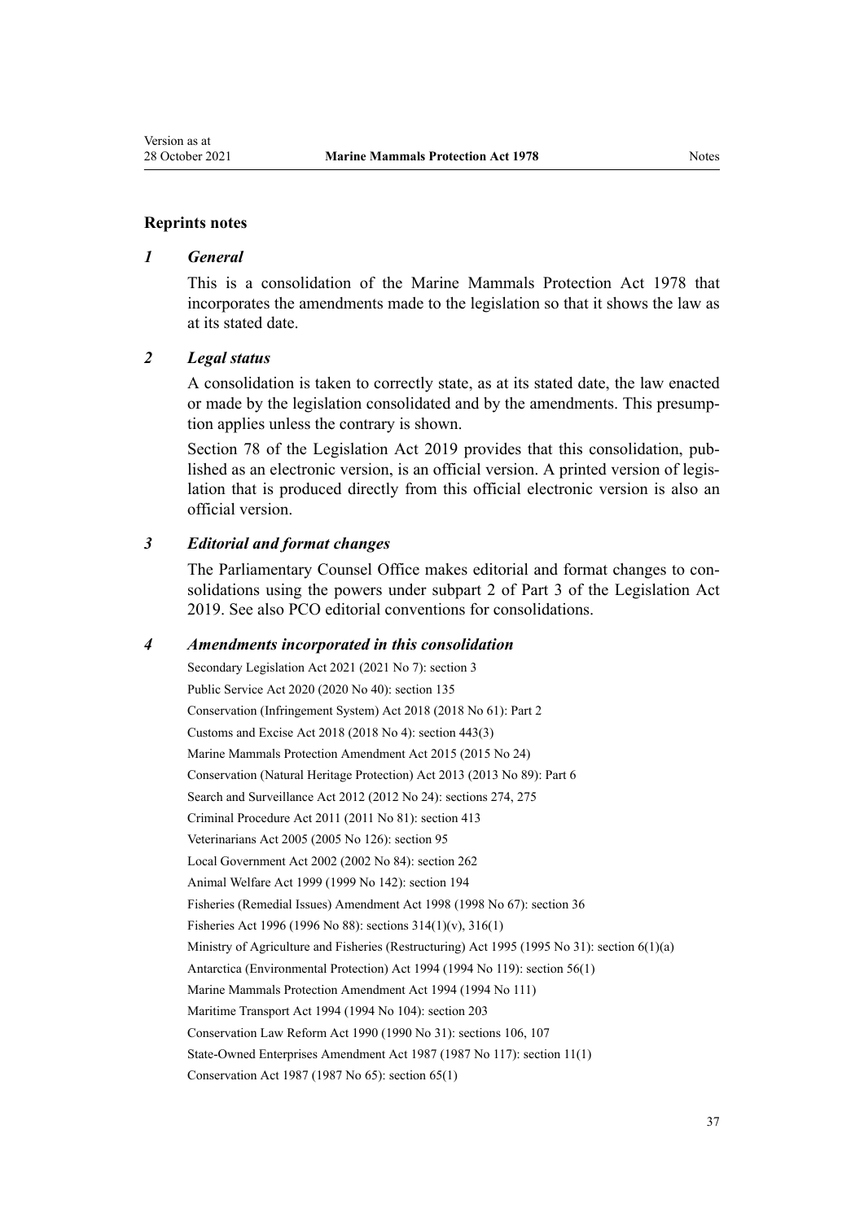## Reprints notes

### *1 General*

This is a consolidation of the Marine Mammals Protection Act 1978 that incorporates the amendments made to the legislation so that it shows the law as at its stated date.

### *2 Legal status*

A consolidation is taken to correctly state, as at its stated date, the law enacted or made by the legislation consolidated and by the amendments. This presumption applies unless the contrary is shown.

Section 78 of the Legislation Act 2019 provides that this consolidation, published as an electronic version, is an official version. A printed version of legislation that is produced directly from this official electronic version is also an official version.

### *3 Editorial and format changes*

The Parliamentary Counsel Office makes editorial and format changes to consolidations using the powers under subpart 2 of Part 3 of the Legislation Act 2019. See also PCO editorial conventions for consolidations.

### *4 Amendments incorporated in this consolidation*

Secondary Legislation Act 2021 (2021 No 7): section 3
Public Service Act 2020 (2020 No 40): section 135
Conservation (Infringement System) Act 2018 (2018 No 61): Part 2
Customs and Excise Act 2018 (2018 No 4): section 443(3)
Marine Mammals Protection Amendment Act 2015 (2015 No 24)
Conservation (Natural Heritage Protection) Act 2013 (2013 No 89): Part 6
Search and Surveillance Act 2012 (2012 No 24): sections 274, 275
Criminal Procedure Act 2011 (2011 No 81): section 413
Veterinarians Act 2005 (2005 No 126): section 95
Local Government Act 2002 (2002 No 84): section 262
Animal Welfare Act 1999 (1999 No 142): section 194
Fisheries (Remedial Issues) Amendment Act 1998 (1998 No 67): section 36
Fisheries Act 1996 (1996 No 88): sections 314(1)(v), 316(1)
Ministry of Agriculture and Fisheries (Restructuring) Act 1995 (1995 No 31): section 6(1)(a)
Antarctica (Environmental Protection) Act 1994 (1994 No 119): section 56(1)
Marine Mammals Protection Amendment Act 1994 (1994 No 111)
Maritime Transport Act 1994 (1994 No 104): section 203
Conservation Law Reform Act 1990 (1990 No 31): sections 106, 107
State-Owned Enterprises Amendment Act 1987 (1987 No 117): section 11(1)
Conservation Act 1987 (1987 No 65): section 65(1)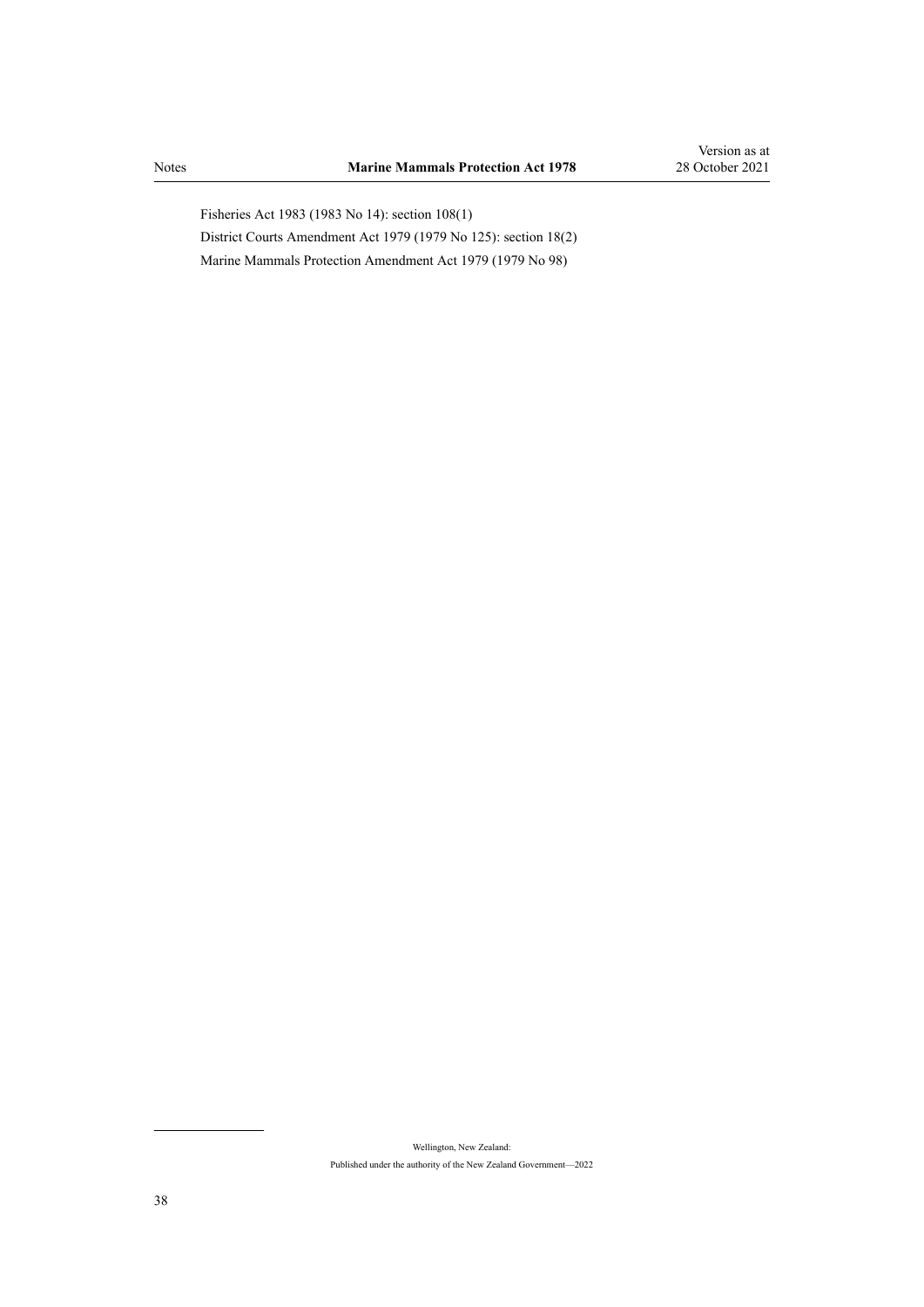Fisheries Act 1983 (1983 No 14): section 108(1)

District Courts Amendment Act 1979 (1979 No 125): section 18(2)

Marine Mammals Protection Amendment Act 1979 (1979 No 98)

Wellington, New Zealand:

Published under the authority of the New Zealand Government—2022